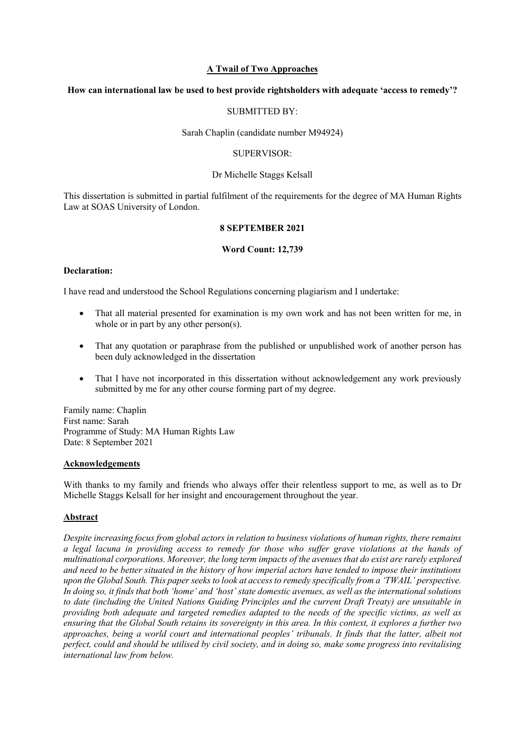**A Twail of Two Approaches**

**How can international law be used to best provide rightsholders with adequate 'access to remedy'?**

SUBMITTED BY:

Sarah Chaplin (candidate number M94924)

SUPERVISOR:

Dr Michelle Staggs Kelsall

This dissertation is submitted in partial fulfilment of the requirements for the degree of MA Human Rights Law at SOAS University of London.

**8 SEPTEMBER 2021**

**Word Count: 12,739**

**Declaration:**

I have read and understood the School Regulations concerning plagiarism and I undertake:

- That all material presented for examination is my own work and has not been written for me, in whole or in part by any other person(s).
- That any quotation or paraphrase from the published or unpublished work of another person has been duly acknowledged in the dissertation
- That I have not incorporated in this dissertation without acknowledgement any work previously submitted by me for any other course forming part of my degree.

Family name: Chaplin
First name: Sarah
Programme of Study: MA Human Rights Law
Date: 8 September 2021

## Acknowledgements

With thanks to my family and friends who always offer their relentless support to me, as well as to Dr Michelle Staggs Kelsall for her insight and encouragement throughout the year.

## Abstract

*Despite increasing focus from global actors in relation to business violations of human rights, there remains a legal lacuna in providing access to remedy for those who suffer grave violations at the hands of multinational corporations. Moreover, the long term impacts of the avenues that do exist are rarely explored and need to be better situated in the history of how imperial actors have tended to impose their institutions upon the Global South. This paper seeks to look at access to remedy specifically from a 'TWAIL' perspective. In doing so, it finds that both 'home' and 'host' state domestic avenues, as well as the international solutions to date (including the United Nations Guiding Principles and the current Draft Treaty) are unsuitable in providing both adequate and targeted remedies adapted to the needs of the specific victims, as well as ensuring that the Global South retains its sovereignty in this area. In this context, it explores a further two approaches, being a world court and international peoples' tribunals. It finds that the latter, albeit not perfect, could and should be utilised by civil society, and in doing so, make some progress into revitalising international law from below.*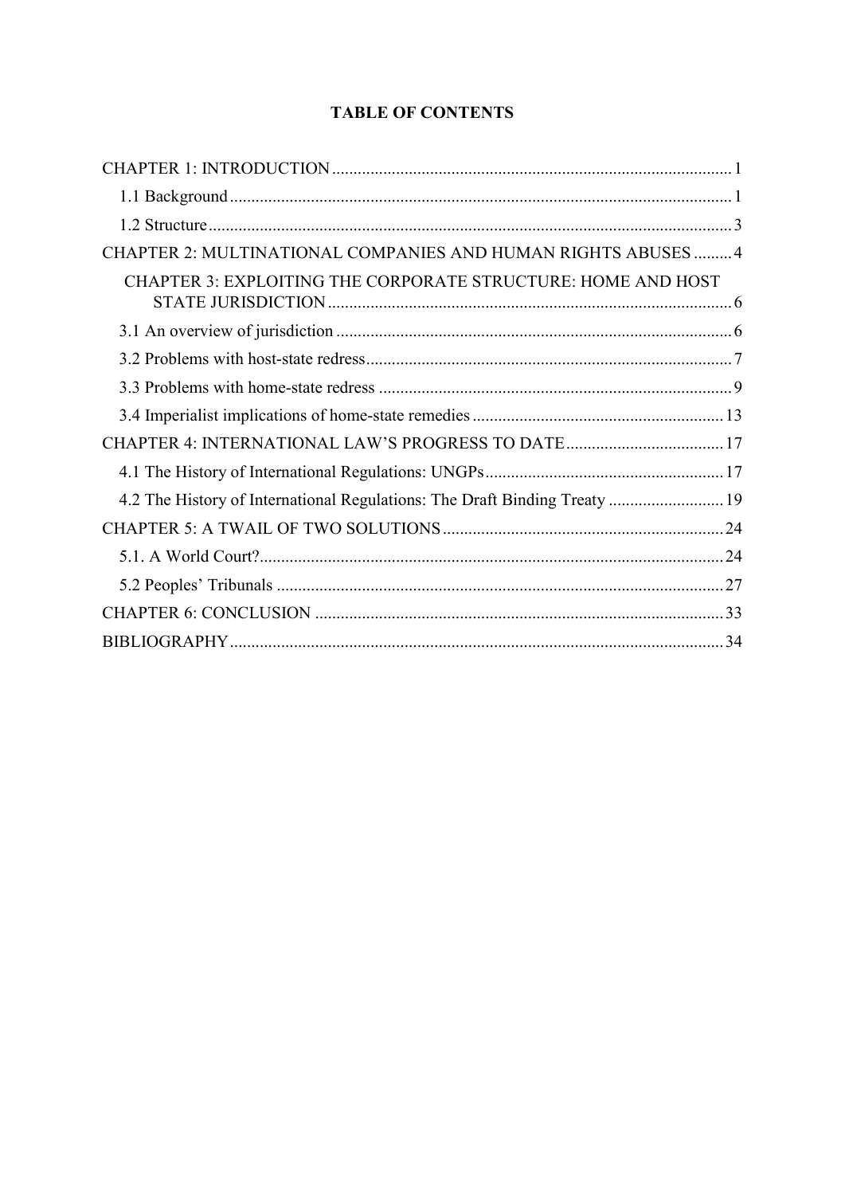**TABLE OF CONTENTS**

CHAPTER 1: INTRODUCTION ............................................................ 1

- 1.1 Background ............................................................ 1
- 1.2 Structure ............................................................ 3

CHAPTER 2: MULTINATIONAL COMPANIES AND HUMAN RIGHTS ABUSES ......... 4

CHAPTER 3: EXPLOITING THE CORPORATE STRUCTURE: HOME AND HOST STATE JURISDICTION ............................................................ 6

- 3.1 An overview of jurisdiction ............................................................ 6
- 3.2 Problems with host-state redress ............................................................ 7
- 3.3 Problems with home-state redress ............................................................ 9
- 3.4 Imperialist implications of home-state remedies ............................................................ 13

CHAPTER 4: INTERNATIONAL LAW'S PROGRESS TO DATE ............................................................ 17

- 4.1 The History of International Regulations: UNGPs ............................................................ 17
- 4.2 The History of International Regulations: The Draft Binding Treaty ............................................................ 19

CHAPTER 5: A TWAIL OF TWO SOLUTIONS ............................................................ 24

- 5.1. A World Court? ............................................................ 24
- 5.2 Peoples' Tribunals ............................................................ 27

CHAPTER 6: CONCLUSION ............................................................ 33

BIBLIOGRAPHY ............................................................ 34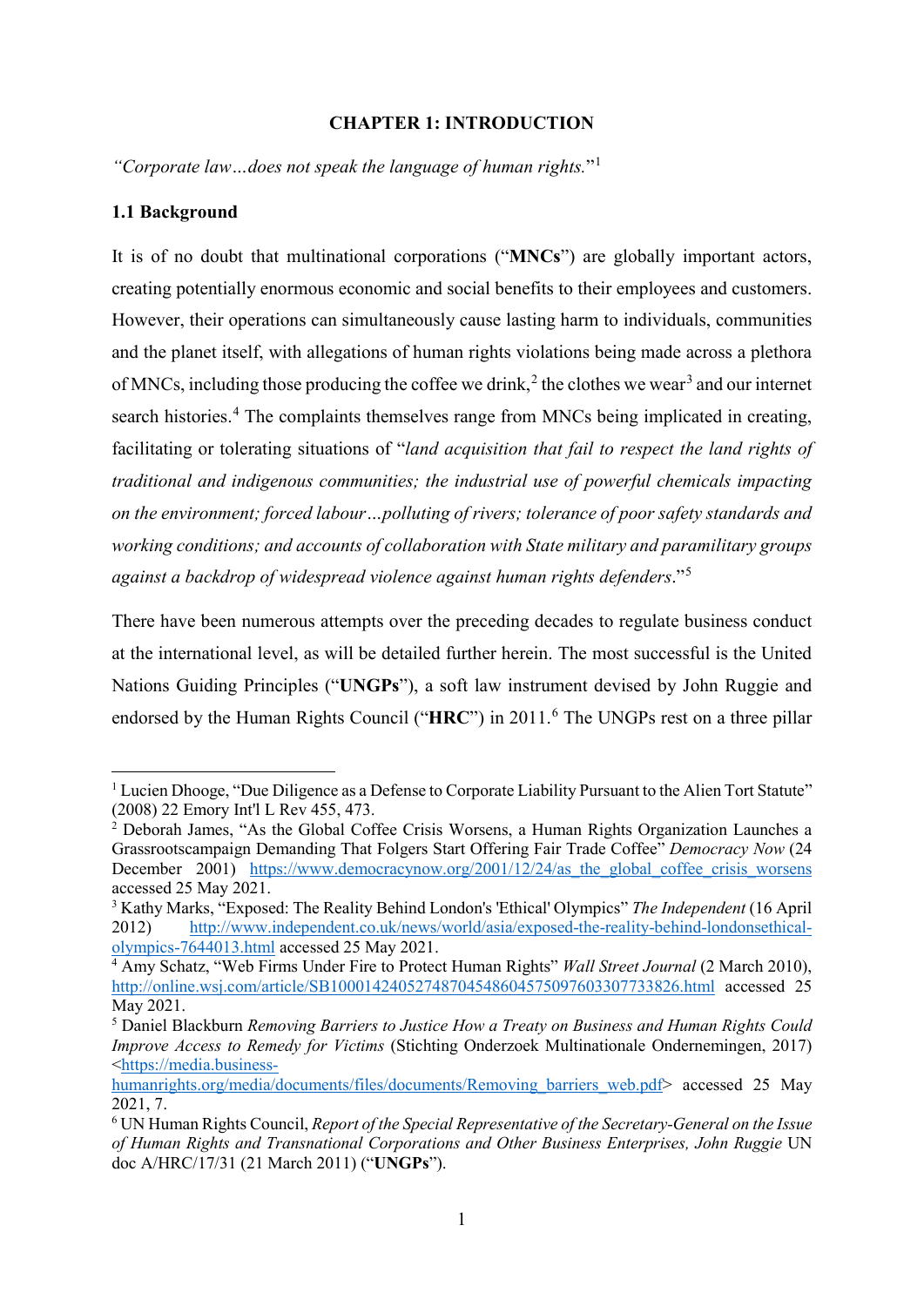# CHAPTER 1: INTRODUCTION

*"Corporate law…does not speak the language of human rights.*"[1]

## 1.1 Background

It is of no doubt that multinational corporations ("**MNCs**") are globally important actors, creating potentially enormous economic and social benefits to their employees and customers. However, their operations can simultaneously cause lasting harm to individuals, communities and the planet itself, with allegations of human rights violations being made across a plethora of MNCs, including those producing the coffee we drink,[2] the clothes we wear[3] and our internet search histories.[4] The complaints themselves range from MNCs being implicated in creating, facilitating or tolerating situations of "*land acquisition that fail to respect the land rights of traditional and indigenous communities; the industrial use of powerful chemicals impacting on the environment; forced labour…polluting of rivers; tolerance of poor safety standards and working conditions; and accounts of collaboration with State military and paramilitary groups against a backdrop of widespread violence against human rights defenders*."[5]

There have been numerous attempts over the preceding decades to regulate business conduct at the international level, as will be detailed further herein. The most successful is the United Nations Guiding Principles ("**UNGPs**"), a soft law instrument devised by John Ruggie and endorsed by the Human Rights Council ("**HRC**") in 2011.[6] The UNGPs rest on a three pillar

---

[1] Lucien Dhooge, "Due Diligence as a Defense to Corporate Liability Pursuant to the Alien Tort Statute" (2008) 22 Emory Int'l L Rev 455, 473.

[2] Deborah James, "As the Global Coffee Crisis Worsens, a Human Rights Organization Launches a Grassrootscampaign Demanding That Folgers Start Offering Fair Trade Coffee" *Democracy Now* (24 December 2001) https://www.democracynow.org/2001/12/24/as_the_global_coffee_crisis_worsens accessed 25 May 2021.

[3] Kathy Marks, "Exposed: The Reality Behind London's 'Ethical' Olympics" *The Independent* (16 April 2012) http://www.independent.co.uk/news/world/asia/exposed-the-reality-behind-londonsethical-olympics-7644013.html accessed 25 May 2021.

[4] Amy Schatz, "Web Firms Under Fire to Protect Human Rights" *Wall Street Journal* (2 March 2010), http://online.wsj.com/article/SB10001424052748704548604575097603307733826.html accessed 25 May 2021.

[5] Daniel Blackburn *Removing Barriers to Justice How a Treaty on Business and Human Rights Could Improve Access to Remedy for Victims* (Stichting Onderzoek Multinationale Ondernemingen, 2017) <https://media.business-humanrights.org/media/documents/files/documents/Removing_barriers_web.pdf> accessed 25 May 2021, 7.

[6] UN Human Rights Council, *Report of the Special Representative of the Secretary-General on the Issue of Human Rights and Transnational Corporations and Other Business Enterprises, John Ruggie* UN doc A/HRC/17/31 (21 March 2011) ("**UNGPs**").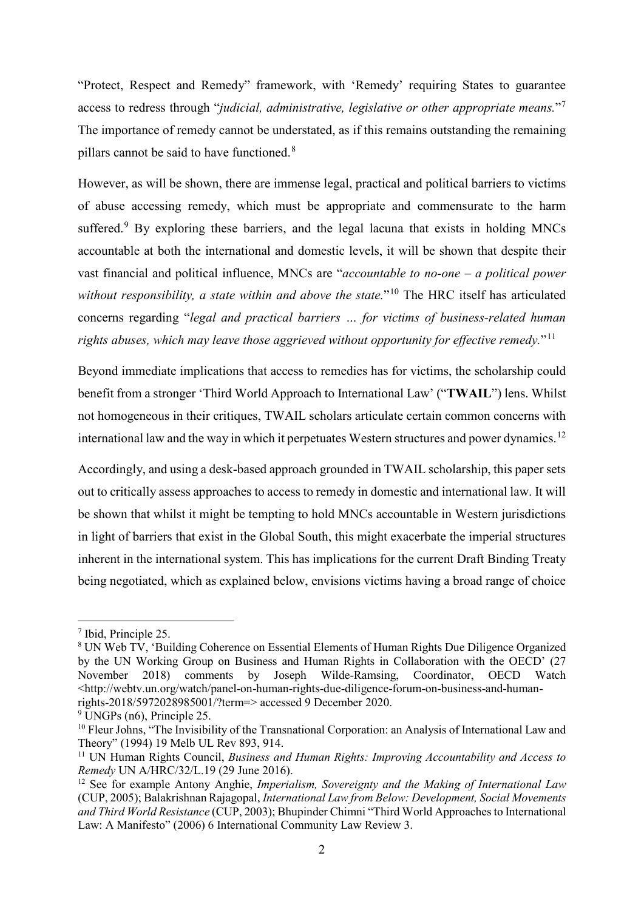"Protect, Respect and Remedy" framework, with 'Remedy' requiring States to guarantee access to redress through "*judicial, administrative, legislative or other appropriate means.*"[7] The importance of remedy cannot be understated, as if this remains outstanding the remaining pillars cannot be said to have functioned.[8]

However, as will be shown, there are immense legal, practical and political barriers to victims of abuse accessing remedy, which must be appropriate and commensurate to the harm suffered.[9] By exploring these barriers, and the legal lacuna that exists in holding MNCs accountable at both the international and domestic levels, it will be shown that despite their vast financial and political influence, MNCs are "*accountable to no-one – a political power without responsibility, a state within and above the state.*"[10] The HRC itself has articulated concerns regarding "*legal and practical barriers … for victims of business-related human rights abuses, which may leave those aggrieved without opportunity for effective remedy.*"[11]

Beyond immediate implications that access to remedies has for victims, the scholarship could benefit from a stronger 'Third World Approach to International Law' ("**TWAIL**") lens. Whilst not homogeneous in their critiques, TWAIL scholars articulate certain common concerns with international law and the way in which it perpetuates Western structures and power dynamics.[12]

Accordingly, and using a desk-based approach grounded in TWAIL scholarship, this paper sets out to critically assess approaches to access to remedy in domestic and international law. It will be shown that whilst it might be tempting to hold MNCs accountable in Western jurisdictions in light of barriers that exist in the Global South, this might exacerbate the imperial structures inherent in the international system. This has implications for the current Draft Binding Treaty being negotiated, which as explained below, envisions victims having a broad range of choice

---

[7] Ibid, Principle 25.

[8] UN Web TV, 'Building Coherence on Essential Elements of Human Rights Due Diligence Organized by the UN Working Group on Business and Human Rights in Collaboration with the OECD' (27 November 2018) comments by Joseph Wilde-Ramsing, Coordinator, OECD Watch <http://webtv.un.org/watch/panel-on-human-rights-due-diligence-forum-on-business-and-human-rights-2018/5972028985001/?term=> accessed 9 December 2020.

[9] UNGPs (n6), Principle 25.

[10] Fleur Johns, "The Invisibility of the Transnational Corporation: an Analysis of International Law and Theory" (1994) 19 Melb UL Rev 893, 914.

[11] UN Human Rights Council, *Business and Human Rights: Improving Accountability and Access to Remedy* UN A/HRC/32/L.19 (29 June 2016).

[12] See for example Antony Anghie, *Imperialism, Sovereignty and the Making of International Law* (CUP, 2005); Balakrishnan Rajagopal, *International Law from Below: Development, Social Movements and Third World Resistance* (CUP, 2003); Bhupinder Chimni "Third World Approaches to International Law: A Manifesto" (2006) 6 International Community Law Review 3.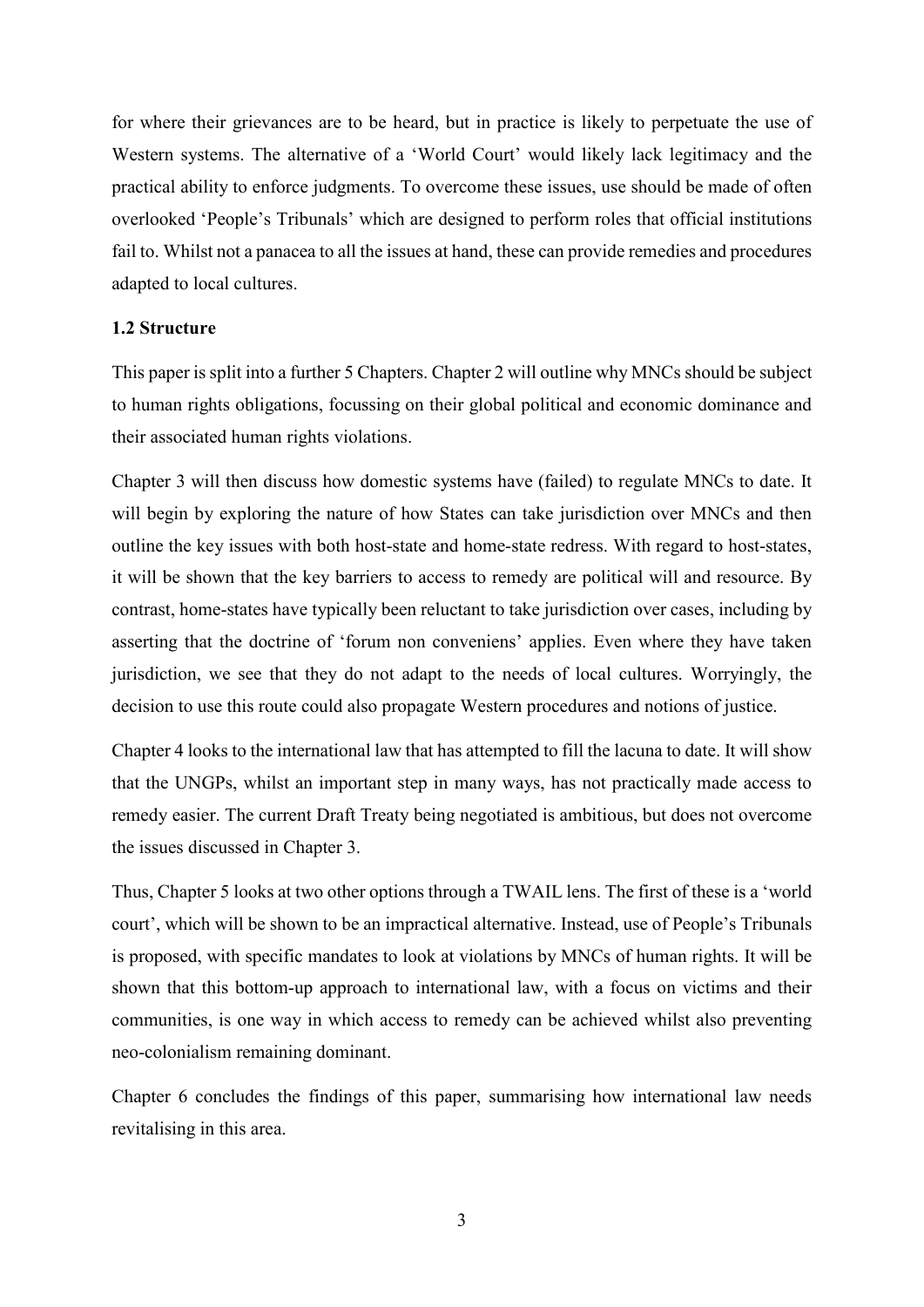for where their grievances are to be heard, but in practice is likely to perpetuate the use of Western systems. The alternative of a 'World Court' would likely lack legitimacy and the practical ability to enforce judgments. To overcome these issues, use should be made of often overlooked 'People's Tribunals' which are designed to perform roles that official institutions fail to. Whilst not a panacea to all the issues at hand, these can provide remedies and procedures adapted to local cultures.

### 1.2 Structure

This paper is split into a further 5 Chapters. Chapter 2 will outline why MNCs should be subject to human rights obligations, focussing on their global political and economic dominance and their associated human rights violations.

Chapter 3 will then discuss how domestic systems have (failed) to regulate MNCs to date. It will begin by exploring the nature of how States can take jurisdiction over MNCs and then outline the key issues with both host-state and home-state redress. With regard to host-states, it will be shown that the key barriers to access to remedy are political will and resource. By contrast, home-states have typically been reluctant to take jurisdiction over cases, including by asserting that the doctrine of 'forum non conveniens' applies. Even where they have taken jurisdiction, we see that they do not adapt to the needs of local cultures. Worryingly, the decision to use this route could also propagate Western procedures and notions of justice.

Chapter 4 looks to the international law that has attempted to fill the lacuna to date. It will show that the UNGPs, whilst an important step in many ways, has not practically made access to remedy easier. The current Draft Treaty being negotiated is ambitious, but does not overcome the issues discussed in Chapter 3.

Thus, Chapter 5 looks at two other options through a TWAIL lens. The first of these is a 'world court', which will be shown to be an impractical alternative. Instead, use of People's Tribunals is proposed, with specific mandates to look at violations by MNCs of human rights. It will be shown that this bottom-up approach to international law, with a focus on victims and their communities, is one way in which access to remedy can be achieved whilst also preventing neo-colonialism remaining dominant.

Chapter 6 concludes the findings of this paper, summarising how international law needs revitalising in this area.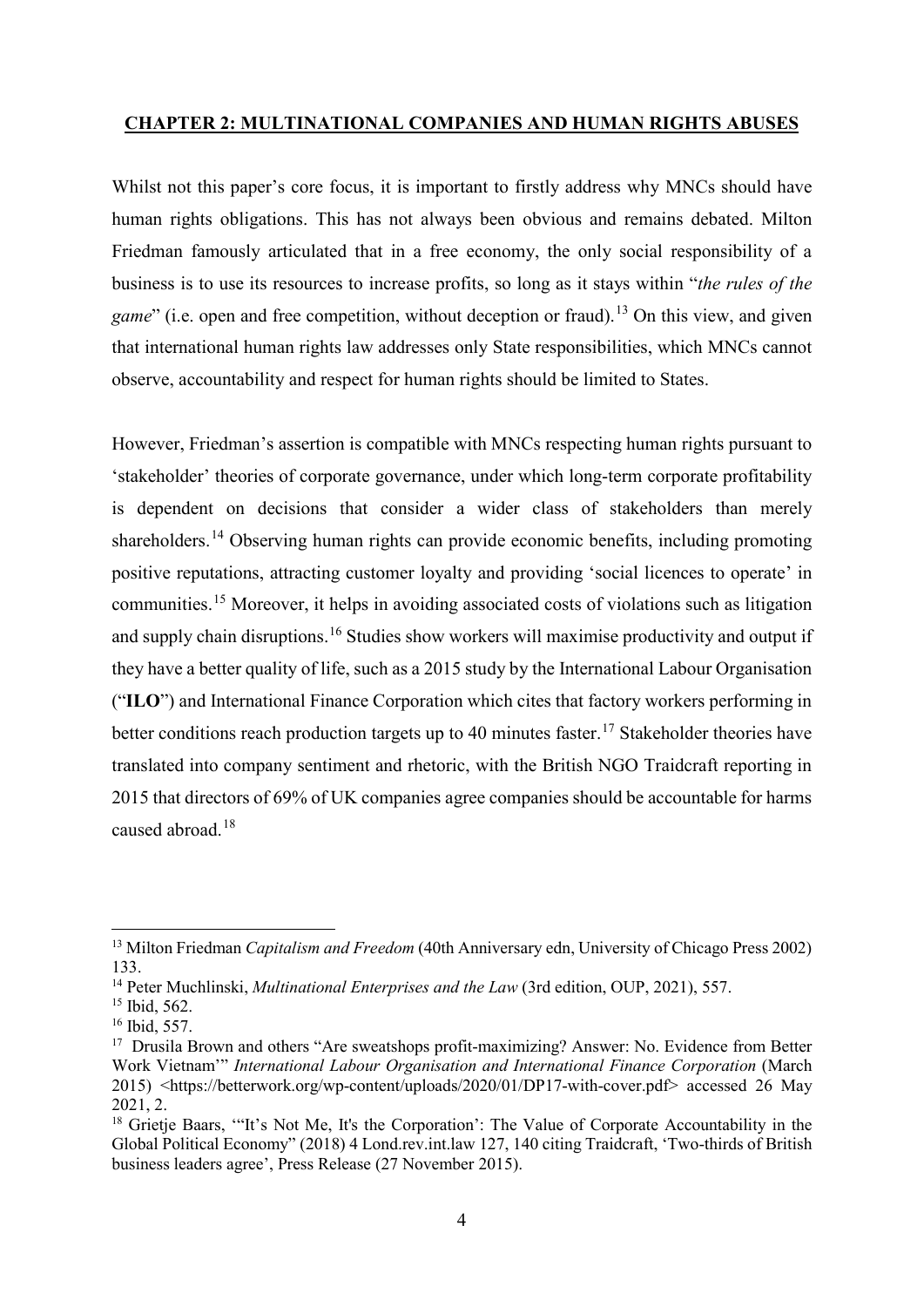## **CHAPTER 2: MULTINATIONAL COMPANIES AND HUMAN RIGHTS ABUSES**

Whilst not this paper's core focus, it is important to firstly address why MNCs should have human rights obligations. This has not always been obvious and remains debated. Milton Friedman famously articulated that in a free economy, the only social responsibility of a business is to use its resources to increase profits, so long as it stays within "*the rules of the game*" (i.e. open and free competition, without deception or fraud).[13] On this view, and given that international human rights law addresses only State responsibilities, which MNCs cannot observe, accountability and respect for human rights should be limited to States.

However, Friedman's assertion is compatible with MNCs respecting human rights pursuant to 'stakeholder' theories of corporate governance, under which long-term corporate profitability is dependent on decisions that consider a wider class of stakeholders than merely shareholders.[14] Observing human rights can provide economic benefits, including promoting positive reputations, attracting customer loyalty and providing 'social licences to operate' in communities.[15] Moreover, it helps in avoiding associated costs of violations such as litigation and supply chain disruptions.[16] Studies show workers will maximise productivity and output if they have a better quality of life, such as a 2015 study by the International Labour Organisation ("**ILO**") and International Finance Corporation which cites that factory workers performing in better conditions reach production targets up to 40 minutes faster.[17] Stakeholder theories have translated into company sentiment and rhetoric, with the British NGO Traidcraft reporting in 2015 that directors of 69% of UK companies agree companies should be accountable for harms caused abroad.[18]

---

[13] Milton Friedman *Capitalism and Freedom* (40th Anniversary edn, University of Chicago Press 2002) 133.

[14] Peter Muchlinski, *Multinational Enterprises and the Law* (3rd edition, OUP, 2021), 557.

[15] Ibid, 562.

[16] Ibid, 557.

[17] Drusila Brown and others "Are sweatshops profit-maximizing? Answer: No. Evidence from Better Work Vietnam'" *International Labour Organisation and International Finance Corporation* (March 2015) <https://betterwork.org/wp-content/uploads/2020/01/DP17-with-cover.pdf> accessed 26 May 2021, 2.

[18] Grietje Baars, '"It's Not Me, It's the Corporation': The Value of Corporate Accountability in the Global Political Economy" (2018) 4 Lond.rev.int.law 127, 140 citing Traidcraft, 'Two-thirds of British business leaders agree', Press Release (27 November 2015).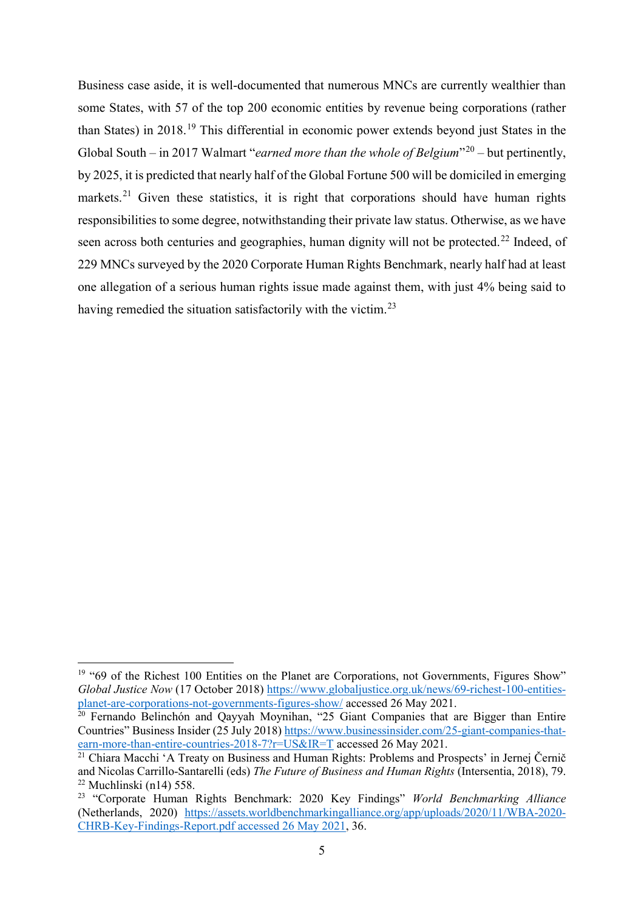Business case aside, it is well-documented that numerous MNCs are currently wealthier than some States, with 57 of the top 200 economic entities by revenue being corporations (rather than States) in 2018.[19] This differential in economic power extends beyond just States in the Global South – in 2017 Walmart "*earned more than the whole of Belgium*"[20] – but pertinently, by 2025, it is predicted that nearly half of the Global Fortune 500 will be domiciled in emerging markets.[21] Given these statistics, it is right that corporations should have human rights responsibilities to some degree, notwithstanding their private law status. Otherwise, as we have seen across both centuries and geographies, human dignity will not be protected.[22] Indeed, of 229 MNCs surveyed by the 2020 Corporate Human Rights Benchmark, nearly half had at least one allegation of a serious human rights issue made against them, with just 4% being said to having remedied the situation satisfactorily with the victim.[23]

---

[19] "69 of the Richest 100 Entities on the Planet are Corporations, not Governments, Figures Show" *Global Justice Now* (17 October 2018) https://www.globaljustice.org.uk/news/69-richest-100-entities-planet-are-corporations-not-governments-figures-show/ accessed 26 May 2021.

[20] Fernando Belinchón and Qayyah Moynihan, "25 Giant Companies that are Bigger than Entire Countries" Business Insider (25 July 2018) https://www.businessinsider.com/25-giant-companies-that-earn-more-than-entire-countries-2018-7?r=US&IR=T accessed 26 May 2021.

[21] Chiara Macchi 'A Treaty on Business and Human Rights: Problems and Prospects' in Jernej Černič and Nicolas Carrillo-Santarelli (eds) *The Future of Business and Human Rights* (Intersentia, 2018), 79.

[22] Muchlinski (n14) 558.

[23] "Corporate Human Rights Benchmark: 2020 Key Findings" *World Benchmarking Alliance* (Netherlands, 2020) https://assets.worldbenchmarkingalliance.org/app/uploads/2020/11/WBA-2020-CHRB-Key-Findings-Report.pdf accessed 26 May 2021, 36.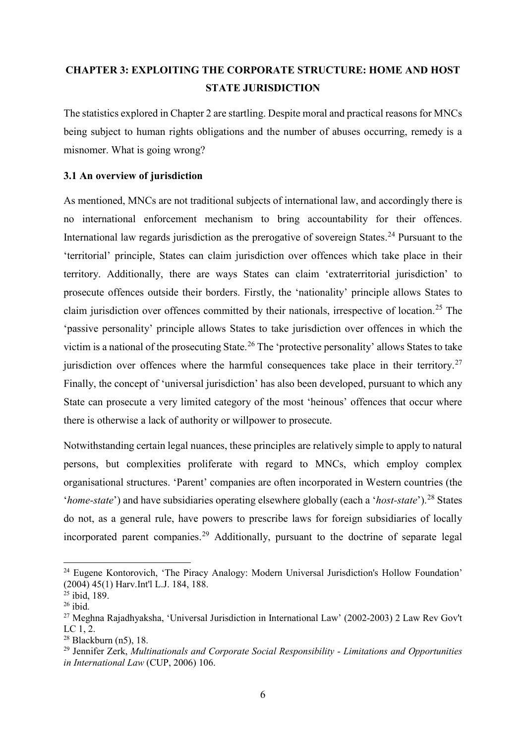# CHAPTER 3: EXPLOITING THE CORPORATE STRUCTURE: HOME AND HOST STATE JURISDICTION

The statistics explored in Chapter 2 are startling. Despite moral and practical reasons for MNCs being subject to human rights obligations and the number of abuses occurring, remedy is a misnomer. What is going wrong?

## 3.1 An overview of jurisdiction

As mentioned, MNCs are not traditional subjects of international law, and accordingly there is no international enforcement mechanism to bring accountability for their offences. International law regards jurisdiction as the prerogative of sovereign States.[24] Pursuant to the 'territorial' principle, States can claim jurisdiction over offences which take place in their territory. Additionally, there are ways States can claim 'extraterritorial jurisdiction' to prosecute offences outside their borders. Firstly, the 'nationality' principle allows States to claim jurisdiction over offences committed by their nationals, irrespective of location.[25] The 'passive personality' principle allows States to take jurisdiction over offences in which the victim is a national of the prosecuting State.[26] The 'protective personality' allows States to take jurisdiction over offences where the harmful consequences take place in their territory.[27] Finally, the concept of 'universal jurisdiction' has also been developed, pursuant to which any State can prosecute a very limited category of the most 'heinous' offences that occur where there is otherwise a lack of authority or willpower to prosecute.

Notwithstanding certain legal nuances, these principles are relatively simple to apply to natural persons, but complexities proliferate with regard to MNCs, which employ complex organisational structures. 'Parent' companies are often incorporated in Western countries (the '*home-state*') and have subsidiaries operating elsewhere globally (each a '*host-state*').[28] States do not, as a general rule, have powers to prescribe laws for foreign subsidiaries of locally incorporated parent companies.[29] Additionally, pursuant to the doctrine of separate legal

---

[24] Eugene Kontorovich, 'The Piracy Analogy: Modern Universal Jurisdiction's Hollow Foundation' (2004) 45(1) Harv.Int'l L.J. 184, 188.

[25] ibid, 189.

[26] ibid.

[27] Meghna Rajadhyaksha, 'Universal Jurisdiction in International Law' (2002-2003) 2 Law Rev Gov't LC 1, 2.

[28] Blackburn (n5), 18.

[29] Jennifer Zerk, *Multinationals and Corporate Social Responsibility - Limitations and Opportunities in International Law* (CUP, 2006) 106.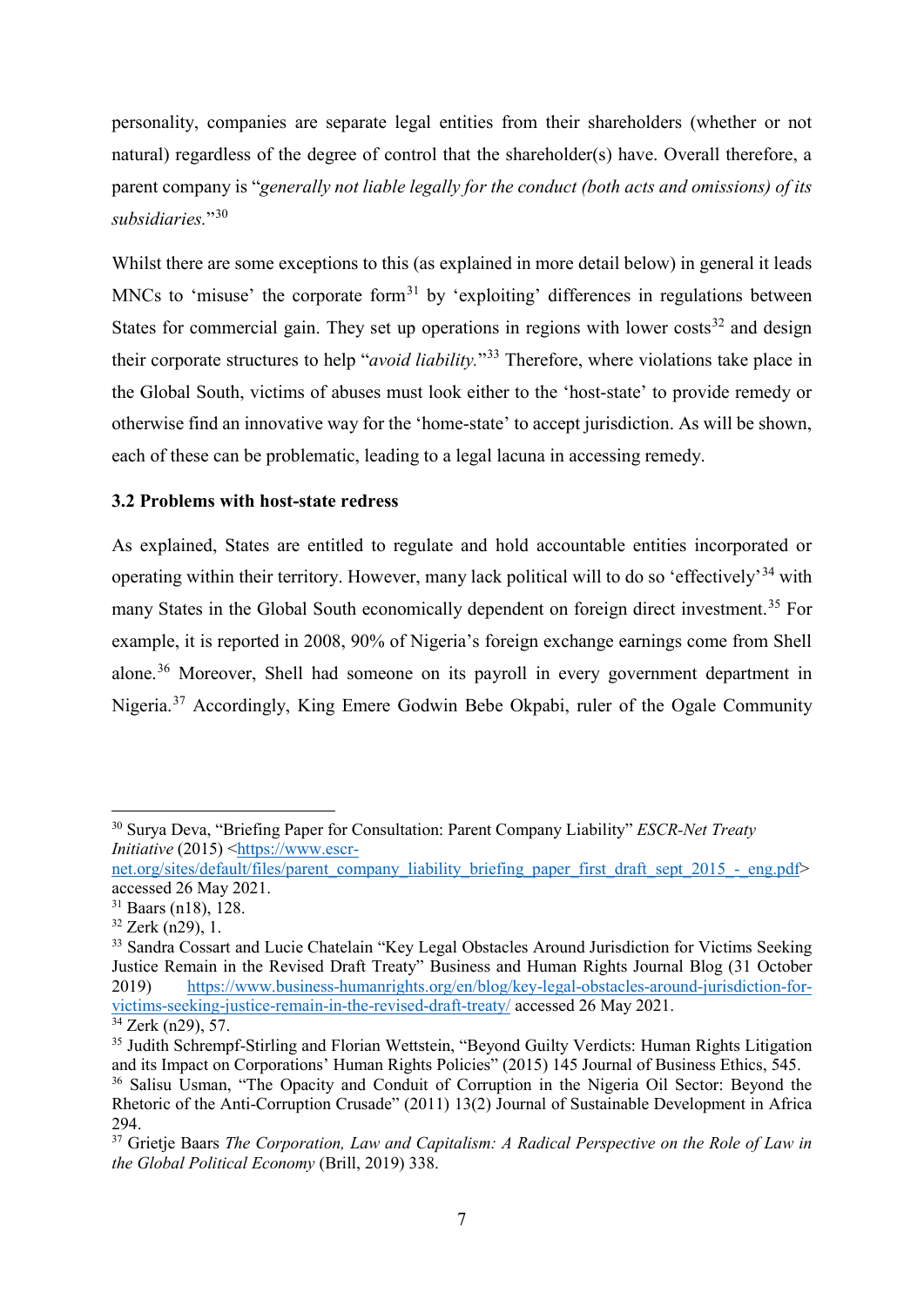personality, companies are separate legal entities from their shareholders (whether or not natural) regardless of the degree of control that the shareholder(s) have. Overall therefore, a parent company is "*generally not liable legally for the conduct (both acts and omissions) of its subsidiaries.*"[30]

Whilst there are some exceptions to this (as explained in more detail below) in general it leads MNCs to 'misuse' the corporate form[31] by 'exploiting' differences in regulations between States for commercial gain. They set up operations in regions with lower costs[32] and design their corporate structures to help "*avoid liability.*"[33] Therefore, where violations take place in the Global South, victims of abuses must look either to the 'host-state' to provide remedy or otherwise find an innovative way for the 'home-state' to accept jurisdiction. As will be shown, each of these can be problematic, leading to a legal lacuna in accessing remedy.

### 3.2 Problems with host-state redress

As explained, States are entitled to regulate and hold accountable entities incorporated or operating within their territory. However, many lack political will to do so 'effectively'[34] with many States in the Global South economically dependent on foreign direct investment.[35] For example, it is reported in 2008, 90% of Nigeria's foreign exchange earnings come from Shell alone.[36] Moreover, Shell had someone on its payroll in every government department in Nigeria.[37] Accordingly, King Emere Godwin Bebe Okpabi, ruler of the Ogale Community

---

[30] Surya Deva, "Briefing Paper for Consultation: Parent Company Liability" *ESCR-Net Treaty Initiative* (2015) <https://www.escr-net.org/sites/default/files/parent_company_liability_briefing_paper_first_draft_sept_2015_-_eng.pdf> accessed 26 May 2021.

[31] Baars (n18), 128.

[32] Zerk (n29), 1.

[33] Sandra Cossart and Lucie Chatelain "Key Legal Obstacles Around Jurisdiction for Victims Seeking Justice Remain in the Revised Draft Treaty" Business and Human Rights Journal Blog (31 October 2019) https://www.business-humanrights.org/en/blog/key-legal-obstacles-around-jurisdiction-for-victims-seeking-justice-remain-in-the-revised-draft-treaty/ accessed 26 May 2021.

[34] Zerk (n29), 57.

[35] Judith Schrempf-Stirling and Florian Wettstein, "Beyond Guilty Verdicts: Human Rights Litigation and its Impact on Corporations' Human Rights Policies" (2015) 145 Journal of Business Ethics, 545.

[36] Salisu Usman, "The Opacity and Conduit of Corruption in the Nigeria Oil Sector: Beyond the Rhetoric of the Anti-Corruption Crusade" (2011) 13(2) Journal of Sustainable Development in Africa 294.

[37] Grietje Baars *The Corporation, Law and Capitalism: A Radical Perspective on the Role of Law in the Global Political Economy* (Brill, 2019) 338.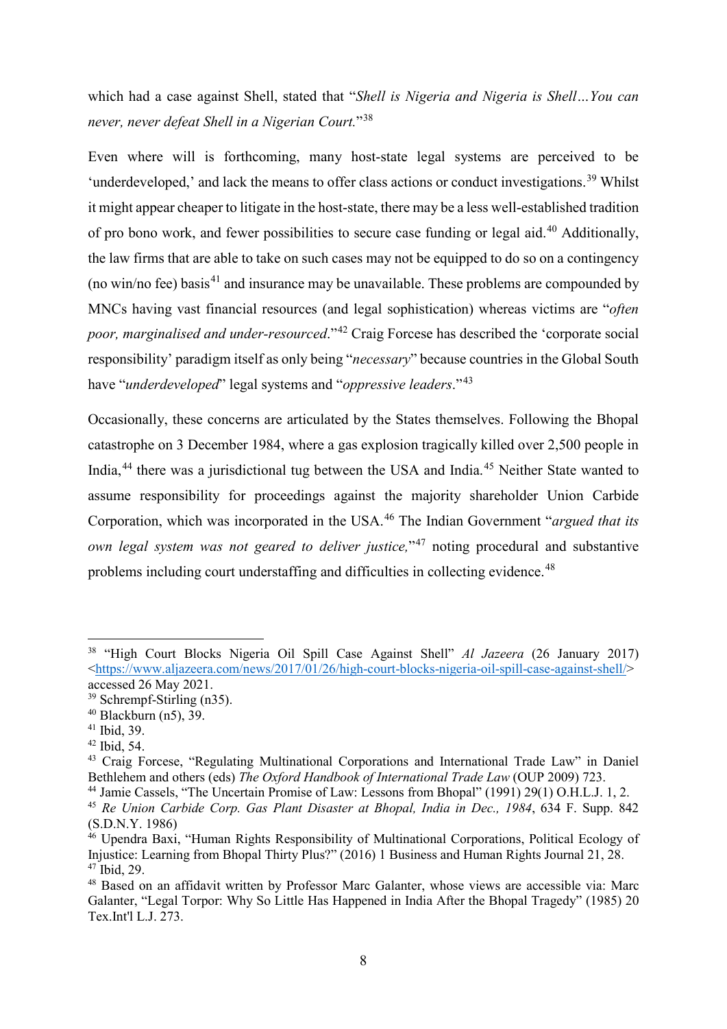which had a case against Shell, stated that "*Shell is Nigeria and Nigeria is Shell…You can never, never defeat Shell in a Nigerian Court.*"[38]

Even where will is forthcoming, many host-state legal systems are perceived to be 'underdeveloped,' and lack the means to offer class actions or conduct investigations.[39] Whilst it might appear cheaper to litigate in the host-state, there may be a less well-established tradition of pro bono work, and fewer possibilities to secure case funding or legal aid.[40] Additionally, the law firms that are able to take on such cases may not be equipped to do so on a contingency (no win/no fee) basis[41] and insurance may be unavailable. These problems are compounded by MNCs having vast financial resources (and legal sophistication) whereas victims are "*often poor, marginalised and under-resourced*."[42] Craig Forcese has described the 'corporate social responsibility' paradigm itself as only being "*necessary*" because countries in the Global South have "*underdeveloped*" legal systems and "*oppressive leaders*."[43]

Occasionally, these concerns are articulated by the States themselves. Following the Bhopal catastrophe on 3 December 1984, where a gas explosion tragically killed over 2,500 people in India,[44] there was a jurisdictional tug between the USA and India.[45] Neither State wanted to assume responsibility for proceedings against the majority shareholder Union Carbide Corporation, which was incorporated in the USA.[46] The Indian Government "*argued that its own legal system was not geared to deliver justice,*"[47] noting procedural and substantive problems including court understaffing and difficulties in collecting evidence.[48]

---

[38] "High Court Blocks Nigeria Oil Spill Case Against Shell" *Al Jazeera* (26 January 2017) <https://www.aljazeera.com/news/2017/01/26/high-court-blocks-nigeria-oil-spill-case-against-shell/> accessed 26 May 2021.

[39] Schrempf-Stirling (n35).

[40] Blackburn (n5), 39.

[41] Ibid, 39.

[42] Ibid, 54.

[43] Craig Forcese, "Regulating Multinational Corporations and International Trade Law" in Daniel Bethlehem and others (eds) *The Oxford Handbook of International Trade Law* (OUP 2009) 723.

[44] Jamie Cassels, "The Uncertain Promise of Law: Lessons from Bhopal" (1991) 29(1) O.H.L.J. 1, 2.

[45] *Re Union Carbide Corp. Gas Plant Disaster at Bhopal, India in Dec., 1984*, 634 F. Supp. 842 (S.D.N.Y. 1986)

[46] Upendra Baxi, "Human Rights Responsibility of Multinational Corporations, Political Ecology of Injustice: Learning from Bhopal Thirty Plus?" (2016) 1 Business and Human Rights Journal 21, 28.

[47] Ibid, 29.

[48] Based on an affidavit written by Professor Marc Galanter, whose views are accessible via: Marc Galanter, "Legal Torpor: Why So Little Has Happened in India After the Bhopal Tragedy" (1985) 20 Tex.Int'l L.J. 273.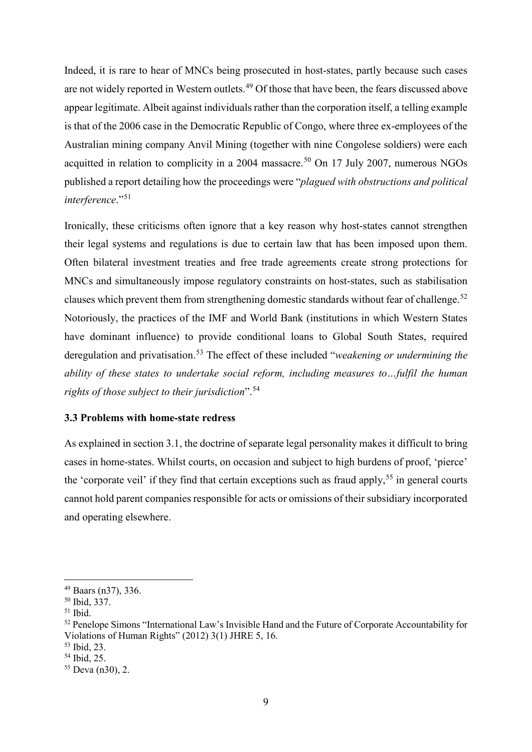Indeed, it is rare to hear of MNCs being prosecuted in host-states, partly because such cases are not widely reported in Western outlets.[49] Of those that have been, the fears discussed above appear legitimate. Albeit against individuals rather than the corporation itself, a telling example is that of the 2006 case in the Democratic Republic of Congo, where three ex-employees of the Australian mining company Anvil Mining (together with nine Congolese soldiers) were each acquitted in relation to complicity in a 2004 massacre.[50] On 17 July 2007, numerous NGOs published a report detailing how the proceedings were "*plagued with obstructions and political interference*."[51]

Ironically, these criticisms often ignore that a key reason why host-states cannot strengthen their legal systems and regulations is due to certain law that has been imposed upon them. Often bilateral investment treaties and free trade agreements create strong protections for MNCs and simultaneously impose regulatory constraints on host-states, such as stabilisation clauses which prevent them from strengthening domestic standards without fear of challenge.[52] Notoriously, the practices of the IMF and World Bank (institutions in which Western States have dominant influence) to provide conditional loans to Global South States, required deregulation and privatisation.[53] The effect of these included "*weakening or undermining the ability of these states to undertake social reform, including measures to…fulfil the human rights of those subject to their jurisdiction*".[54]

### 3.3 Problems with home-state redress

As explained in section 3.1, the doctrine of separate legal personality makes it difficult to bring cases in home-states. Whilst courts, on occasion and subject to high burdens of proof, 'pierce' the 'corporate veil' if they find that certain exceptions such as fraud apply,[55] in general courts cannot hold parent companies responsible for acts or omissions of their subsidiary incorporated and operating elsewhere.

---

[49] Baars (n37), 336.

[50] Ibid, 337.

[51] Ibid.

[52] Penelope Simons "International Law's Invisible Hand and the Future of Corporate Accountability for Violations of Human Rights" (2012) 3(1) JHRE 5, 16.

[53] Ibid, 23.

[54] Ibid, 25.

[55] Deva (n30), 2.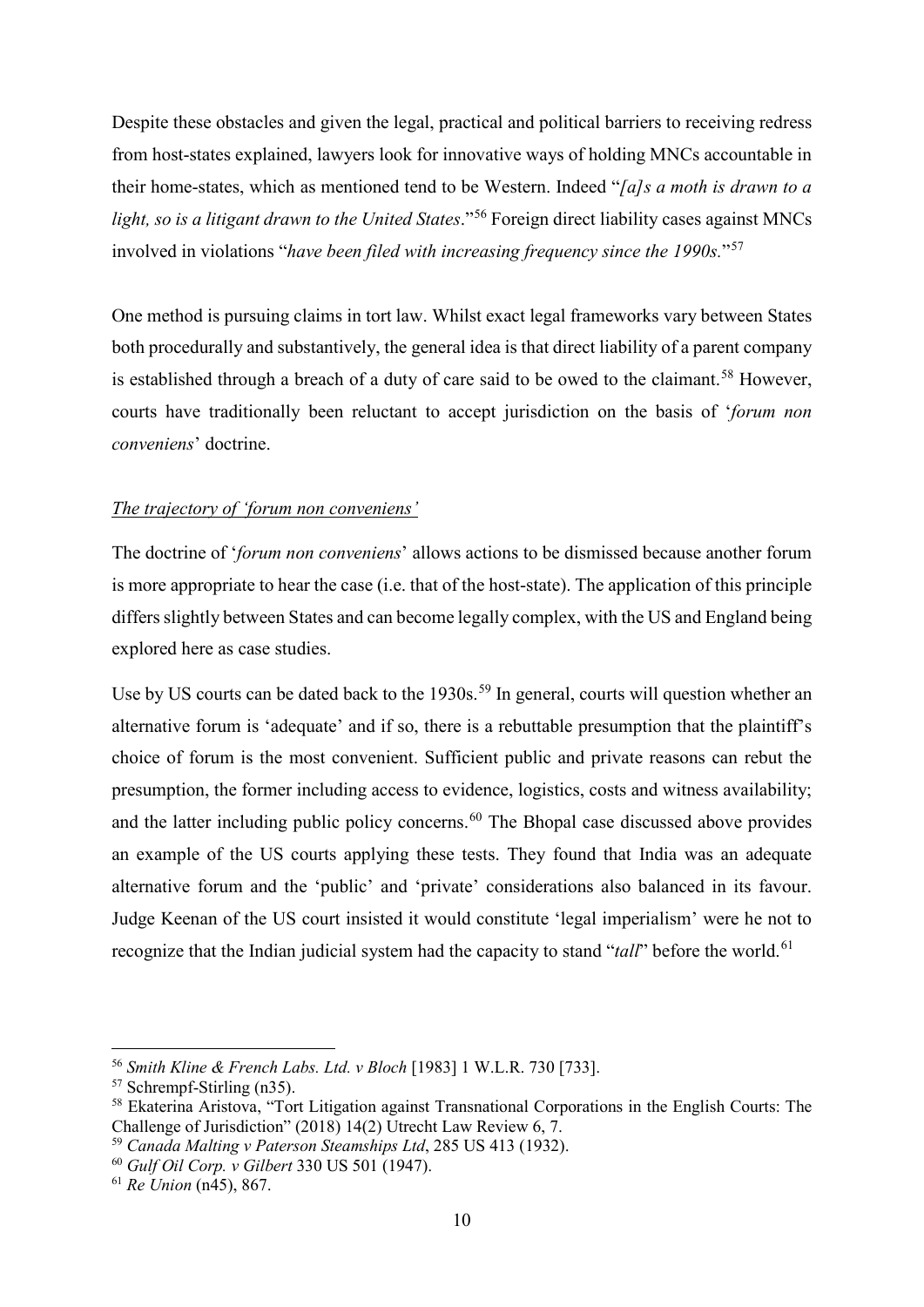Despite these obstacles and given the legal, practical and political barriers to receiving redress from host-states explained, lawyers look for innovative ways of holding MNCs accountable in their home-states, which as mentioned tend to be Western. Indeed "*[a]s a moth is drawn to a light, so is a litigant drawn to the United States*."[56] Foreign direct liability cases against MNCs involved in violations "*have been filed with increasing frequency since the 1990s.*"[57]

One method is pursuing claims in tort law. Whilst exact legal frameworks vary between States both procedurally and substantively, the general idea is that direct liability of a parent company is established through a breach of a duty of care said to be owed to the claimant.[58] However, courts have traditionally been reluctant to accept jurisdiction on the basis of '*forum non conveniens*' doctrine.

*The trajectory of 'forum non conveniens'*

The doctrine of '*forum non conveniens*' allows actions to be dismissed because another forum is more appropriate to hear the case (i.e. that of the host-state). The application of this principle differs slightly between States and can become legally complex, with the US and England being explored here as case studies.

Use by US courts can be dated back to the 1930s.[59] In general, courts will question whether an alternative forum is 'adequate' and if so, there is a rebuttable presumption that the plaintiff's choice of forum is the most convenient. Sufficient public and private reasons can rebut the presumption, the former including access to evidence, logistics, costs and witness availability; and the latter including public policy concerns.[60] The Bhopal case discussed above provides an example of the US courts applying these tests. They found that India was an adequate alternative forum and the 'public' and 'private' considerations also balanced in its favour. Judge Keenan of the US court insisted it would constitute 'legal imperialism' were he not to recognize that the Indian judicial system had the capacity to stand "*tall*" before the world.[61]

---

[56] *Smith Kline & French Labs. Ltd. v Bloch* [1983] 1 W.L.R. 730 [733].

[57] Schrempf-Stirling (n35).

[58] Ekaterina Aristova, "Tort Litigation against Transnational Corporations in the English Courts: The Challenge of Jurisdiction" (2018) 14(2) Utrecht Law Review 6, 7.

[59] *Canada Malting v Paterson Steamships Ltd*, 285 US 413 (1932).

[60] *Gulf Oil Corp. v Gilbert* 330 US 501 (1947).

[61] *Re Union* (n45), 867.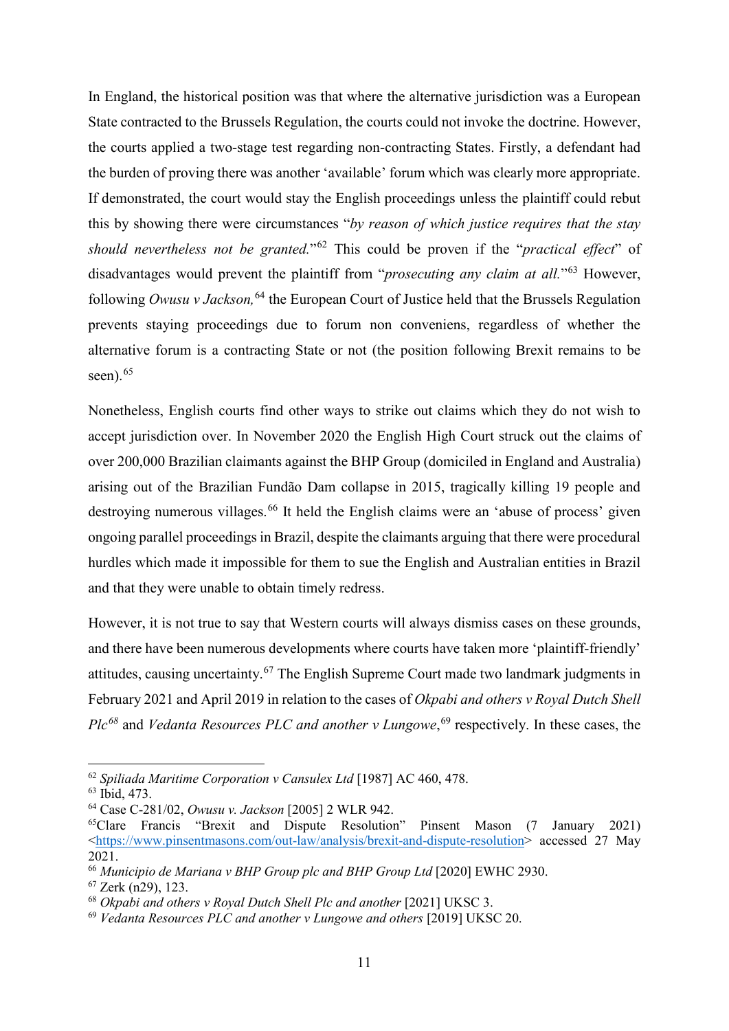In England, the historical position was that where the alternative jurisdiction was a European State contracted to the Brussels Regulation, the courts could not invoke the doctrine. However, the courts applied a two-stage test regarding non-contracting States. Firstly, a defendant had the burden of proving there was another 'available' forum which was clearly more appropriate. If demonstrated, the court would stay the English proceedings unless the plaintiff could rebut this by showing there were circumstances "*by reason of which justice requires that the stay should nevertheless not be granted.*"[62] This could be proven if the "*practical effect*" of disadvantages would prevent the plaintiff from "*prosecuting any claim at all.*"[63] However, following *Owusu v Jackson,*[64] the European Court of Justice held that the Brussels Regulation prevents staying proceedings due to forum non conveniens, regardless of whether the alternative forum is a contracting State or not (the position following Brexit remains to be seen).[65]

Nonetheless, English courts find other ways to strike out claims which they do not wish to accept jurisdiction over. In November 2020 the English High Court struck out the claims of over 200,000 Brazilian claimants against the BHP Group (domiciled in England and Australia) arising out of the Brazilian Fundão Dam collapse in 2015, tragically killing 19 people and destroying numerous villages.[66] It held the English claims were an 'abuse of process' given ongoing parallel proceedings in Brazil, despite the claimants arguing that there were procedural hurdles which made it impossible for them to sue the English and Australian entities in Brazil and that they were unable to obtain timely redress.

However, it is not true to say that Western courts will always dismiss cases on these grounds, and there have been numerous developments where courts have taken more 'plaintiff-friendly' attitudes, causing uncertainty.[67] The English Supreme Court made two landmark judgments in February 2021 and April 2019 in relation to the cases of *Okpabi and others v Royal Dutch Shell Plc*[68] and *Vedanta Resources PLC and another v Lungowe*,[69] respectively. In these cases, the

---

[62] *Spiliada Maritime Corporation v Cansulex Ltd* [1987] AC 460, 478.

[63] Ibid, 473.

[64] Case C-281/02, *Owusu v. Jackson* [2005] 2 WLR 942.

[65] Clare Francis "Brexit and Dispute Resolution" Pinsent Mason (7 January 2021) <https://www.pinsentmasons.com/out-law/analysis/brexit-and-dispute-resolution> accessed 27 May 2021.

[66] *Municipio de Mariana v BHP Group plc and BHP Group Ltd* [2020] EWHC 2930.

[67] Zerk (n29), 123.

[68] *Okpabi and others v Royal Dutch Shell Plc and another* [2021] UKSC 3.

[69] *Vedanta Resources PLC and another v Lungowe and others* [2019] UKSC 20.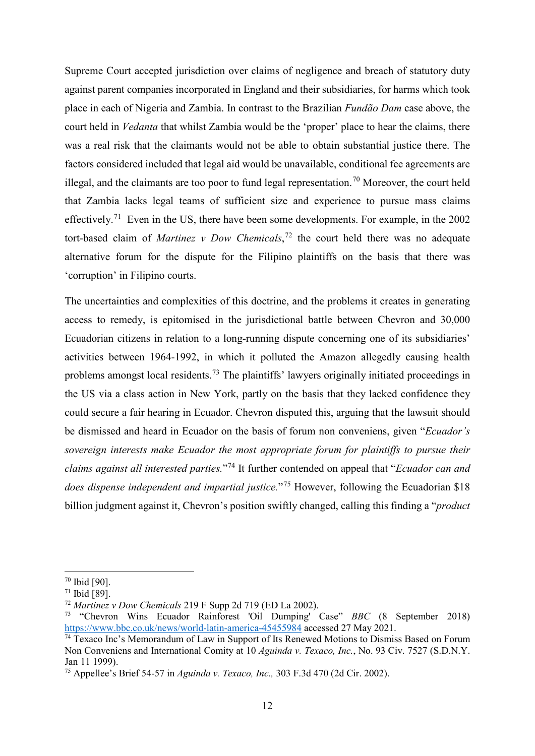Supreme Court accepted jurisdiction over claims of negligence and breach of statutory duty against parent companies incorporated in England and their subsidiaries, for harms which took place in each of Nigeria and Zambia. In contrast to the Brazilian *Fundão Dam* case above, the court held in *Vedanta* that whilst Zambia would be the 'proper' place to hear the claims, there was a real risk that the claimants would not be able to obtain substantial justice there. The factors considered included that legal aid would be unavailable, conditional fee agreements are illegal, and the claimants are too poor to fund legal representation.[70] Moreover, the court held that Zambia lacks legal teams of sufficient size and experience to pursue mass claims effectively.[71] Even in the US, there have been some developments. For example, in the 2002 tort-based claim of *Martinez v Dow Chemicals*,[72] the court held there was no adequate alternative forum for the dispute for the Filipino plaintiffs on the basis that there was 'corruption' in Filipino courts.

The uncertainties and complexities of this doctrine, and the problems it creates in generating access to remedy, is epitomised in the jurisdictional battle between Chevron and 30,000 Ecuadorian citizens in relation to a long-running dispute concerning one of its subsidiaries' activities between 1964-1992, in which it polluted the Amazon allegedly causing health problems amongst local residents.[73] The plaintiffs' lawyers originally initiated proceedings in the US via a class action in New York, partly on the basis that they lacked confidence they could secure a fair hearing in Ecuador. Chevron disputed this, arguing that the lawsuit should be dismissed and heard in Ecuador on the basis of forum non conveniens, given "*Ecuador's sovereign interests make Ecuador the most appropriate forum for plaintiffs to pursue their claims against all interested parties.*"[74] It further contended on appeal that "*Ecuador can and does dispense independent and impartial justice.*"[75] However, following the Ecuadorian \$18 billion judgment against it, Chevron's position swiftly changed, calling this finding a "*product*

---

[70] Ibid [90].

[71] Ibid [89].

[72] *Martinez v Dow Chemicals* 219 F Supp 2d 719 (ED La 2002).

[73] "Chevron Wins Ecuador Rainforest 'Oil Dumping' Case" *BBC* (8 September 2018) https://www.bbc.co.uk/news/world-latin-america-45455984 accessed 27 May 2021.

[74] Texaco Inc's Memorandum of Law in Support of Its Renewed Motions to Dismiss Based on Forum Non Conveniens and International Comity at 10 *Aguinda v. Texaco, Inc.*, No. 93 Civ. 7527 (S.D.N.Y. Jan 11 1999).

[75] Appellee's Brief 54-57 in *Aguinda v. Texaco, Inc.,* 303 F.3d 470 (2d Cir. 2002).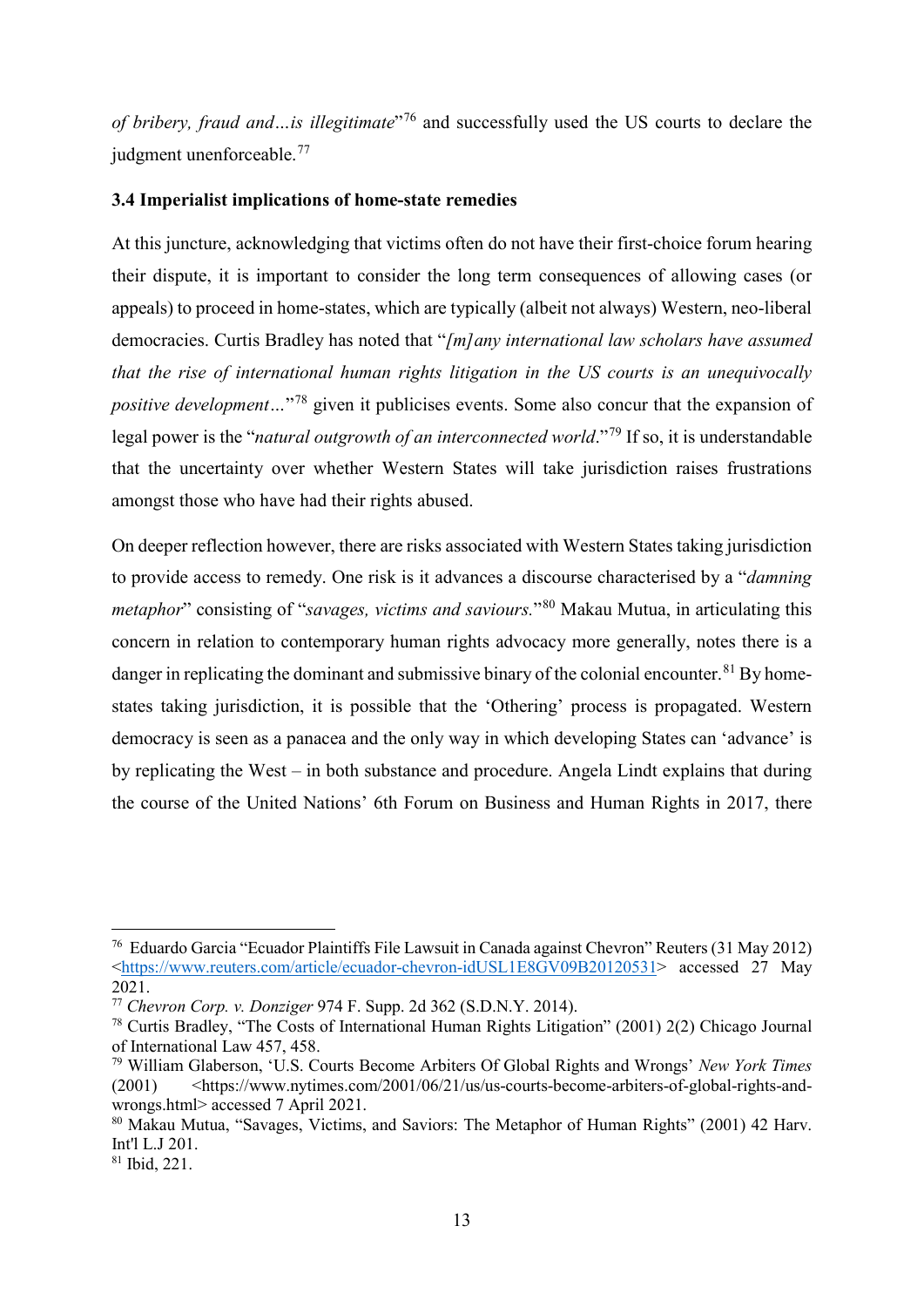*of bribery, fraud and…is illegitimate*"[76] and successfully used the US courts to declare the judgment unenforceable.[77]

### 3.4 Imperialist implications of home-state remedies

At this juncture, acknowledging that victims often do not have their first-choice forum hearing their dispute, it is important to consider the long term consequences of allowing cases (or appeals) to proceed in home-states, which are typically (albeit not always) Western, neo-liberal democracies. Curtis Bradley has noted that "*[m]any international law scholars have assumed that the rise of international human rights litigation in the US courts is an unequivocally positive development…*"[78] given it publicises events. Some also concur that the expansion of legal power is the "*natural outgrowth of an interconnected world*."[79] If so, it is understandable that the uncertainty over whether Western States will take jurisdiction raises frustrations amongst those who have had their rights abused.

On deeper reflection however, there are risks associated with Western States taking jurisdiction to provide access to remedy. One risk is it advances a discourse characterised by a "*damning metaphor*" consisting of "*savages, victims and saviours.*"[80] Makau Mutua, in articulating this concern in relation to contemporary human rights advocacy more generally, notes there is a danger in replicating the dominant and submissive binary of the colonial encounter.[81] By home-states taking jurisdiction, it is possible that the 'Othering' process is propagated. Western democracy is seen as a panacea and the only way in which developing States can 'advance' is by replicating the West – in both substance and procedure. Angela Lindt explains that during the course of the United Nations' 6th Forum on Business and Human Rights in 2017, there

---

[76] Eduardo Garcia "Ecuador Plaintiffs File Lawsuit in Canada against Chevron" Reuters (31 May 2012) <https://www.reuters.com/article/ecuador-chevron-idUSL1E8GV09B20120531> accessed 27 May 2021.

[77] *Chevron Corp. v. Donziger* 974 F. Supp. 2d 362 (S.D.N.Y. 2014).

[78] Curtis Bradley, "The Costs of International Human Rights Litigation" (2001) 2(2) Chicago Journal of International Law 457, 458.

[79] William Glaberson, 'U.S. Courts Become Arbiters Of Global Rights and Wrongs' *New York Times* (2001) <https://www.nytimes.com/2001/06/21/us/us-courts-become-arbiters-of-global-rights-and-wrongs.html> accessed 7 April 2021.

[80] Makau Mutua, "Savages, Victims, and Saviors: The Metaphor of Human Rights" (2001) 42 Harv. Int'l L.J 201.

[81] Ibid, 221.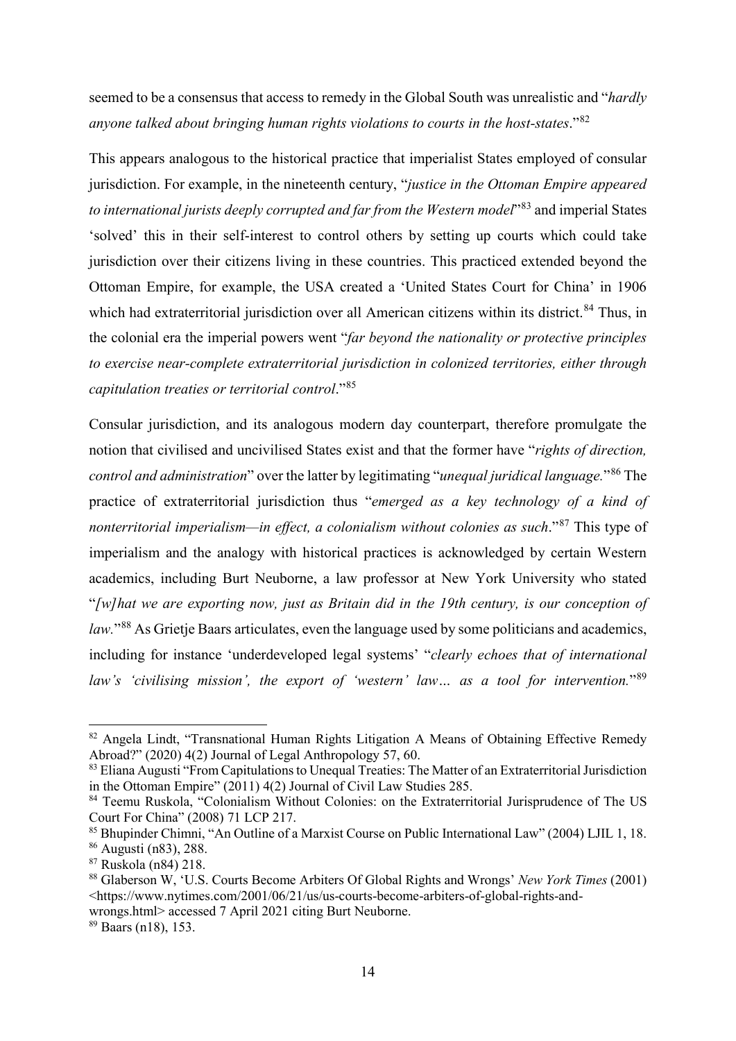seemed to be a consensus that access to remedy in the Global South was unrealistic and "*hardly anyone talked about bringing human rights violations to courts in the host-states*."[82]

This appears analogous to the historical practice that imperialist States employed of consular jurisdiction. For example, in the nineteenth century, "*justice in the Ottoman Empire appeared to international jurists deeply corrupted and far from the Western model*"[83] and imperial States 'solved' this in their self-interest to control others by setting up courts which could take jurisdiction over their citizens living in these countries. This practiced extended beyond the Ottoman Empire, for example, the USA created a 'United States Court for China' in 1906 which had extraterritorial jurisdiction over all American citizens within its district.[84] Thus, in the colonial era the imperial powers went "*far beyond the nationality or protective principles to exercise near-complete extraterritorial jurisdiction in colonized territories, either through capitulation treaties or territorial control*."[85]

Consular jurisdiction, and its analogous modern day counterpart, therefore promulgate the notion that civilised and uncivilised States exist and that the former have "*rights of direction, control and administration*" over the latter by legitimating "*unequal juridical language.*"[86] The practice of extraterritorial jurisdiction thus "*emerged as a key technology of a kind of nonterritorial imperialism—in effect, a colonialism without colonies as such*."[87] This type of imperialism and the analogy with historical practices is acknowledged by certain Western academics, including Burt Neuborne, a law professor at New York University who stated "*[w]hat we are exporting now, just as Britain did in the 19th century, is our conception of law.*"[88] As Grietje Baars articulates, even the language used by some politicians and academics, including for instance 'underdeveloped legal systems' "*clearly echoes that of international law's 'civilising mission', the export of 'western' law… as a tool for intervention.*"[89]

---

[82] Angela Lindt, "Transnational Human Rights Litigation A Means of Obtaining Effective Remedy Abroad?" (2020) 4(2) Journal of Legal Anthropology 57, 60.

[83] Eliana Augusti "From Capitulations to Unequal Treaties: The Matter of an Extraterritorial Jurisdiction in the Ottoman Empire" (2011) 4(2) Journal of Civil Law Studies 285.

[84] Teemu Ruskola, "Colonialism Without Colonies: on the Extraterritorial Jurisprudence of The US Court For China" (2008) 71 LCP 217.

[85] Bhupinder Chimni, "An Outline of a Marxist Course on Public International Law" (2004) LJIL 1, 18.

[86] Augusti (n83), 288.

[87] Ruskola (n84) 218.

[88] Glaberson W, 'U.S. Courts Become Arbiters Of Global Rights and Wrongs' *New York Times* (2001) <https://www.nytimes.com/2001/06/21/us/us-courts-become-arbiters-of-global-rights-and-wrongs.html> accessed 7 April 2021 citing Burt Neuborne.

[89] Baars (n18), 153.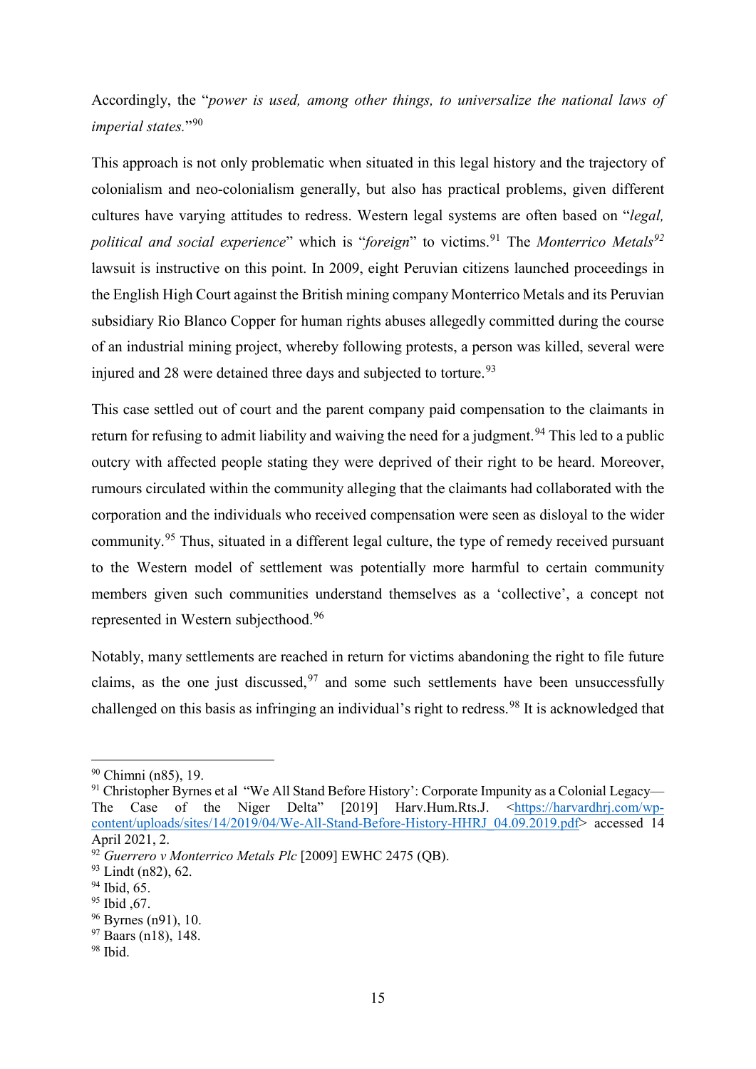Accordingly, the "*power is used, among other things, to universalize the national laws of imperial states.*"[90]

This approach is not only problematic when situated in this legal history and the trajectory of colonialism and neo-colonialism generally, but also has practical problems, given different cultures have varying attitudes to redress. Western legal systems are often based on "*legal, political and social experience*" which is "*foreign*" to victims.[91] The *Monterrico Metals*[92] lawsuit is instructive on this point. In 2009, eight Peruvian citizens launched proceedings in the English High Court against the British mining company Monterrico Metals and its Peruvian subsidiary Rio Blanco Copper for human rights abuses allegedly committed during the course of an industrial mining project, whereby following protests, a person was killed, several were injured and 28 were detained three days and subjected to torture.[93]

This case settled out of court and the parent company paid compensation to the claimants in return for refusing to admit liability and waiving the need for a judgment.[94] This led to a public outcry with affected people stating they were deprived of their right to be heard. Moreover, rumours circulated within the community alleging that the claimants had collaborated with the corporation and the individuals who received compensation were seen as disloyal to the wider community.[95] Thus, situated in a different legal culture, the type of remedy received pursuant to the Western model of settlement was potentially more harmful to certain community members given such communities understand themselves as a 'collective', a concept not represented in Western subjecthood.[96]

Notably, many settlements are reached in return for victims abandoning the right to file future claims, as the one just discussed,[97] and some such settlements have been unsuccessfully challenged on this basis as infringing an individual's right to redress.[98] It is acknowledged that

---

[90] Chimni (n85), 19.

[91] Christopher Byrnes et al "We All Stand Before History': Corporate Impunity as a Colonial Legacy—The Case of the Niger Delta" [2019] Harv.Hum.Rts.J. <https://harvardhrj.com/wp-content/uploads/sites/14/2019/04/We-All-Stand-Before-History-HHRJ_04.09.2019.pdf> accessed 14 April 2021, 2.

[92] *Guerrero v Monterrico Metals Plc* [2009] EWHC 2475 (QB).

[93] Lindt (n82), 62.

[94] Ibid, 65.

[95] Ibid ,67.

[96] Byrnes (n91), 10.

[97] Baars (n18), 148.

[98] Ibid.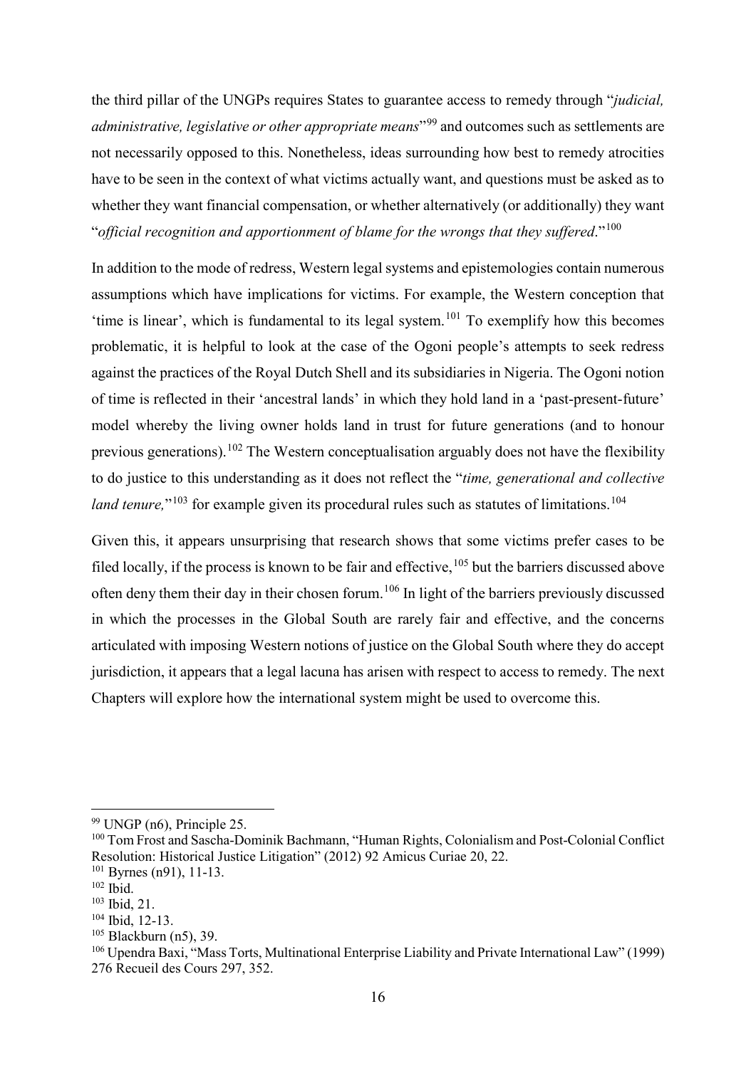the third pillar of the UNGPs requires States to guarantee access to remedy through "*judicial, administrative, legislative or other appropriate means*"[99] and outcomes such as settlements are not necessarily opposed to this. Nonetheless, ideas surrounding how best to remedy atrocities have to be seen in the context of what victims actually want, and questions must be asked as to whether they want financial compensation, or whether alternatively (or additionally) they want "*official recognition and apportionment of blame for the wrongs that they suffered*."[100]

In addition to the mode of redress, Western legal systems and epistemologies contain numerous assumptions which have implications for victims. For example, the Western conception that 'time is linear', which is fundamental to its legal system.[101] To exemplify how this becomes problematic, it is helpful to look at the case of the Ogoni people's attempts to seek redress against the practices of the Royal Dutch Shell and its subsidiaries in Nigeria. The Ogoni notion of time is reflected in their 'ancestral lands' in which they hold land in a 'past-present-future' model whereby the living owner holds land in trust for future generations (and to honour previous generations).[102] The Western conceptualisation arguably does not have the flexibility to do justice to this understanding as it does not reflect the "*time, generational and collective land tenure,*"[103] for example given its procedural rules such as statutes of limitations.[104]

Given this, it appears unsurprising that research shows that some victims prefer cases to be filed locally, if the process is known to be fair and effective,[105] but the barriers discussed above often deny them their day in their chosen forum.[106] In light of the barriers previously discussed in which the processes in the Global South are rarely fair and effective, and the concerns articulated with imposing Western notions of justice on the Global South where they do accept jurisdiction, it appears that a legal lacuna has arisen with respect to access to remedy. The next Chapters will explore how the international system might be used to overcome this.

---

[99] UNGP (n6), Principle 25.

[100] Tom Frost and Sascha-Dominik Bachmann, "Human Rights, Colonialism and Post-Colonial Conflict Resolution: Historical Justice Litigation" (2012) 92 Amicus Curiae 20, 22.

[101] Byrnes (n91), 11-13.

[102] Ibid.

[103] Ibid, 21.

[104] Ibid, 12-13.

[105] Blackburn (n5), 39.

[106] Upendra Baxi, "Mass Torts, Multinational Enterprise Liability and Private International Law" (1999) 276 Recueil des Cours 297, 352.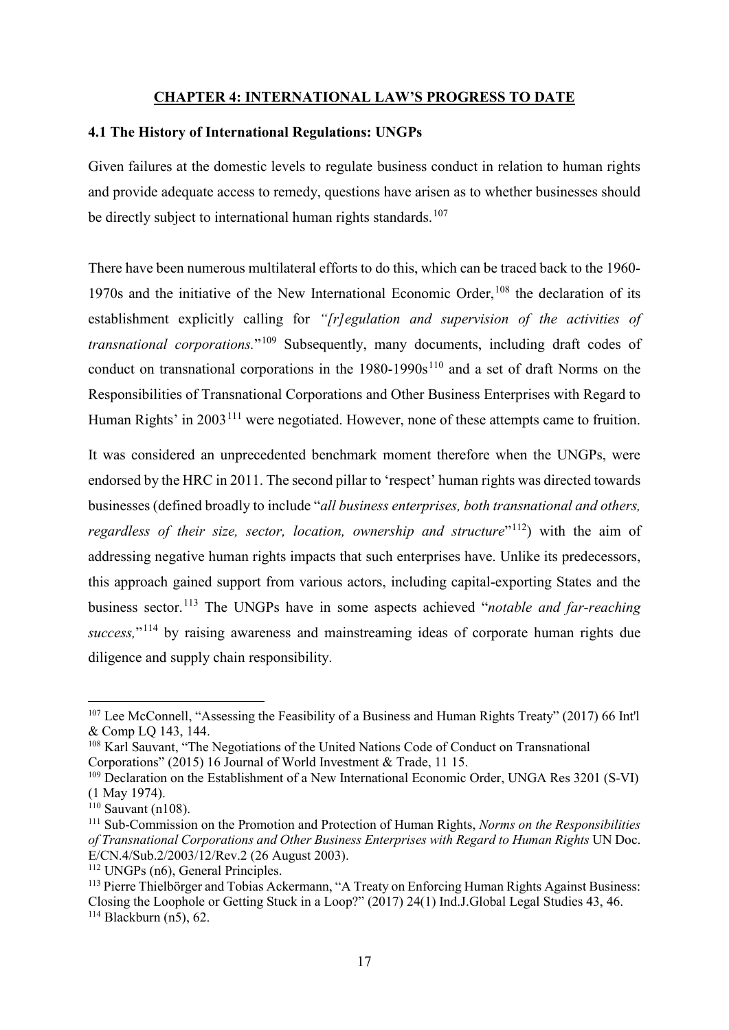## CHAPTER 4: INTERNATIONAL LAW'S PROGRESS TO DATE

### 4.1 The History of International Regulations: UNGPs

Given failures at the domestic levels to regulate business conduct in relation to human rights and provide adequate access to remedy, questions have arisen as to whether businesses should be directly subject to international human rights standards.[107]

There have been numerous multilateral efforts to do this, which can be traced back to the 1960-1970s and the initiative of the New International Economic Order,[108] the declaration of its establishment explicitly calling for *"[r]egulation and supervision of the activities of transnational corporations.*"[109] Subsequently, many documents, including draft codes of conduct on transnational corporations in the 1980-1990s[110] and a set of draft Norms on the Responsibilities of Transnational Corporations and Other Business Enterprises with Regard to Human Rights' in 2003[111] were negotiated. However, none of these attempts came to fruition.

It was considered an unprecedented benchmark moment therefore when the UNGPs, were endorsed by the HRC in 2011. The second pillar to 'respect' human rights was directed towards businesses (defined broadly to include "*all business enterprises, both transnational and others, regardless of their size, sector, location, ownership and structure*"[112]) with the aim of addressing negative human rights impacts that such enterprises have. Unlike its predecessors, this approach gained support from various actors, including capital-exporting States and the business sector.[113] The UNGPs have in some aspects achieved "*notable and far-reaching success,*"[114] by raising awareness and mainstreaming ideas of corporate human rights due diligence and supply chain responsibility.

---

[107] Lee McConnell, "Assessing the Feasibility of a Business and Human Rights Treaty" (2017) 66 Int'l & Comp LQ 143, 144.

[108] Karl Sauvant, "The Negotiations of the United Nations Code of Conduct on Transnational Corporations" (2015) 16 Journal of World Investment & Trade, 11 15.

[109] Declaration on the Establishment of a New International Economic Order, UNGA Res 3201 (S-VI) (1 May 1974).

[110] Sauvant (n108).

[111] Sub-Commission on the Promotion and Protection of Human Rights, *Norms on the Responsibilities of Transnational Corporations and Other Business Enterprises with Regard to Human Rights* UN Doc. E/CN.4/Sub.2/2003/12/Rev.2 (26 August 2003).

[112] UNGPs (n6), General Principles.

[113] Pierre Thielbörger and Tobias Ackermann, "A Treaty on Enforcing Human Rights Against Business: Closing the Loophole or Getting Stuck in a Loop?" (2017) 24(1) Ind.J.Global Legal Studies 43, 46.

[114] Blackburn (n5), 62.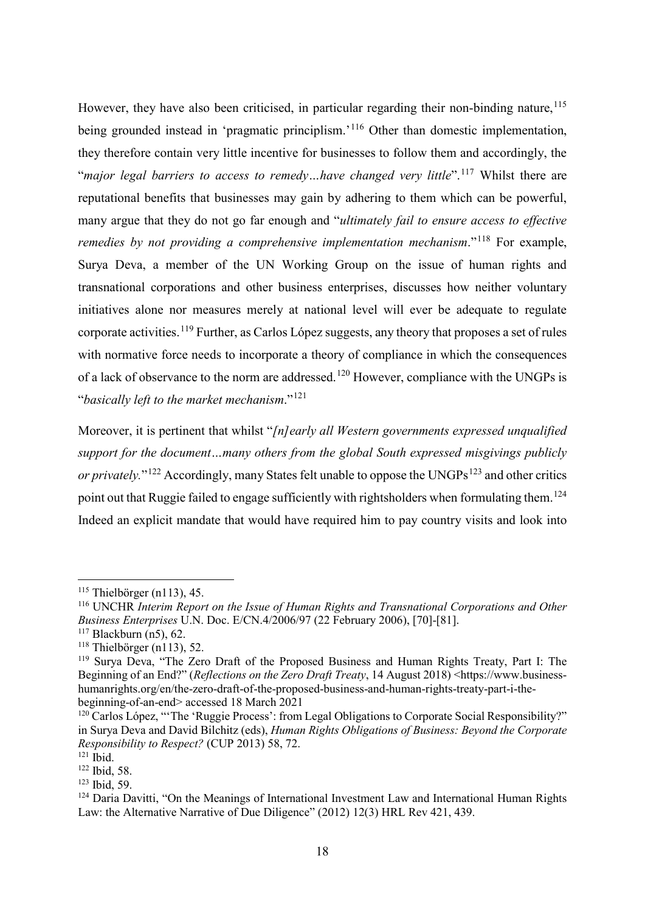However, they have also been criticised, in particular regarding their non-binding nature,[115] being grounded instead in 'pragmatic principlism.'[116] Other than domestic implementation, they therefore contain very little incentive for businesses to follow them and accordingly, the "*major legal barriers to access to remedy…have changed very little*".[117] Whilst there are reputational benefits that businesses may gain by adhering to them which can be powerful, many argue that they do not go far enough and "*ultimately fail to ensure access to effective remedies by not providing a comprehensive implementation mechanism*."[118] For example, Surya Deva, a member of the UN Working Group on the issue of human rights and transnational corporations and other business enterprises, discusses how neither voluntary initiatives alone nor measures merely at national level will ever be adequate to regulate corporate activities.[119] Further, as Carlos López suggests, any theory that proposes a set of rules with normative force needs to incorporate a theory of compliance in which the consequences of a lack of observance to the norm are addressed.[120] However, compliance with the UNGPs is "*basically left to the market mechanism*."[121]

Moreover, it is pertinent that whilst "*[n]early all Western governments expressed unqualified support for the document…many others from the global South expressed misgivings publicly or privately.*"[122] Accordingly, many States felt unable to oppose the UNGPs[123] and other critics point out that Ruggie failed to engage sufficiently with rightsholders when formulating them.[124] Indeed an explicit mandate that would have required him to pay country visits and look into

---

[115] Thielbörger (n113), 45.

[116] UNCHR *Interim Report on the Issue of Human Rights and Transnational Corporations and Other Business Enterprises* U.N. Doc. E/CN.4/2006/97 (22 February 2006), [70]-[81].

[117] Blackburn (n5), 62.

[118] Thielbörger (n113), 52.

[119] Surya Deva, "The Zero Draft of the Proposed Business and Human Rights Treaty, Part I: The Beginning of an End?" (*Reflections on the Zero Draft Treaty*, 14 August 2018) <https://www.business-humanrights.org/en/the-zero-draft-of-the-proposed-business-and-human-rights-treaty-part-i-the-beginning-of-an-end> accessed 18 March 2021

[120] Carlos López, "'The 'Ruggie Process': from Legal Obligations to Corporate Social Responsibility?" in Surya Deva and David Bilchitz (eds), *Human Rights Obligations of Business: Beyond the Corporate Responsibility to Respect?* (CUP 2013) 58, 72.

[121] Ibid.

[122] Ibid, 58.

[123] Ibid, 59.

[124] Daria Davitti, "On the Meanings of International Investment Law and International Human Rights Law: the Alternative Narrative of Due Diligence" (2012) 12(3) HRL Rev 421, 439.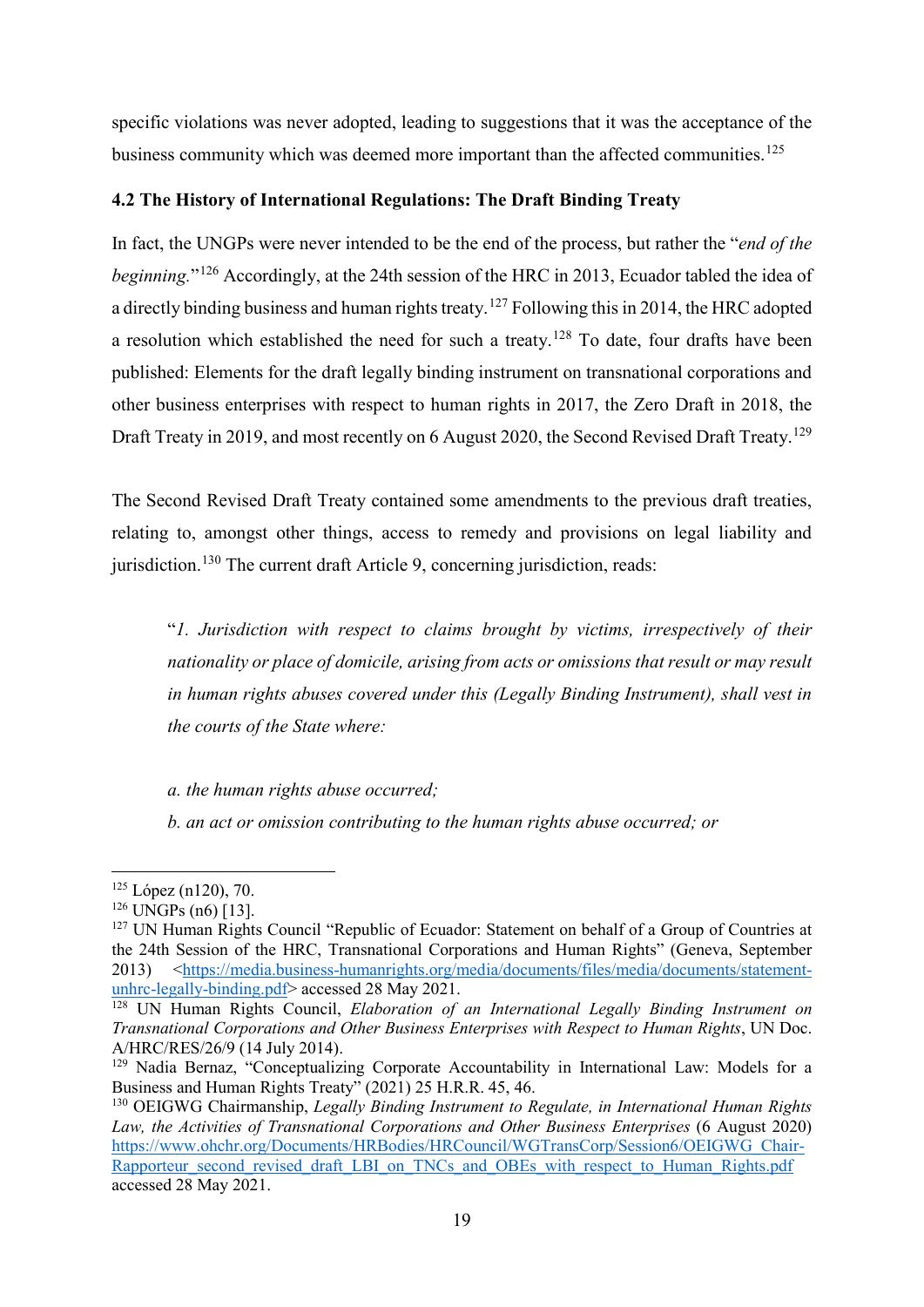specific violations was never adopted, leading to suggestions that it was the acceptance of the business community which was deemed more important than the affected communities.[125]

### 4.2 The History of International Regulations: The Draft Binding Treaty

In fact, the UNGPs were never intended to be the end of the process, but rather the "*end of the beginning*."[126] Accordingly, at the 24th session of the HRC in 2013, Ecuador tabled the idea of a directly binding business and human rights treaty.[127] Following this in 2014, the HRC adopted a resolution which established the need for such a treaty.[128] To date, four drafts have been published: Elements for the draft legally binding instrument on transnational corporations and other business enterprises with respect to human rights in 2017, the Zero Draft in 2018, the Draft Treaty in 2019, and most recently on 6 August 2020, the Second Revised Draft Treaty.[129]

The Second Revised Draft Treaty contained some amendments to the previous draft treaties, relating to, amongst other things, access to remedy and provisions on legal liability and jurisdiction.[130] The current draft Article 9, concerning jurisdiction, reads:

> "*1. Jurisdiction with respect to claims brought by victims, irrespectively of their nationality or place of domicile, arising from acts or omissions that result or may result in human rights abuses covered under this (Legally Binding Instrument), shall vest in the courts of the State where:*
>
> *a. the human rights abuse occurred;*
>
> *b. an act or omission contributing to the human rights abuse occurred; or*

---

[125] López (n120), 70.

[126] UNGPs (n6) [13].

[127] UN Human Rights Council "Republic of Ecuador: Statement on behalf of a Group of Countries at the 24th Session of the HRC, Transnational Corporations and Human Rights" (Geneva, September 2013) <https://media.business-humanrights.org/media/documents/files/media/documents/statement-unhrc-legally-binding.pdf> accessed 28 May 2021.

[128] UN Human Rights Council, *Elaboration of an International Legally Binding Instrument on Transnational Corporations and Other Business Enterprises with Respect to Human Rights*, UN Doc. A/HRC/RES/26/9 (14 July 2014).

[129] Nadia Bernaz, "Conceptualizing Corporate Accountability in International Law: Models for a Business and Human Rights Treaty" (2021) 25 H.R.R. 45, 46.

[130] OEIGWG Chairmanship, *Legally Binding Instrument to Regulate, in International Human Rights Law, the Activities of Transnational Corporations and Other Business Enterprises* (6 August 2020) https://www.ohchr.org/Documents/HRBodies/HRCouncil/WGTransCorp/Session6/OEIGWG_Chair-Rapporteur_second_revised_draft_LBI_on_TNCs_and_OBEs_with_respect_to_Human_Rights.pdf accessed 28 May 2021.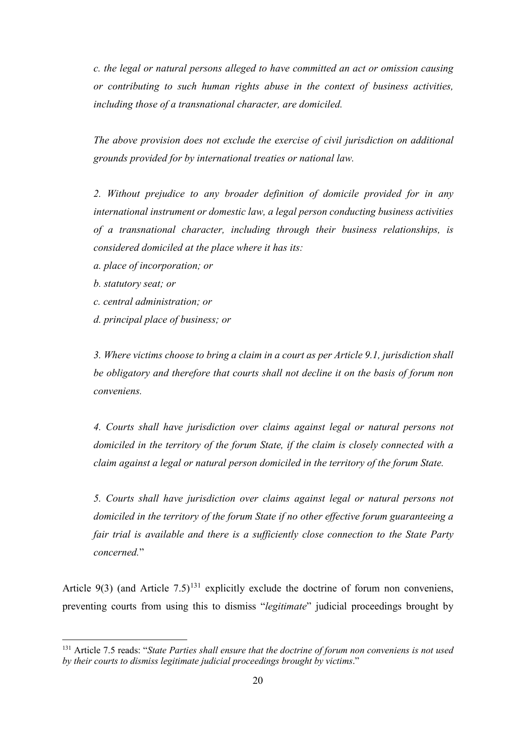*c. the legal or natural persons alleged to have committed an act or omission causing or contributing to such human rights abuse in the context of business activities, including those of a transnational character, are domiciled.*

*The above provision does not exclude the exercise of civil jurisdiction on additional grounds provided for by international treaties or national law.*

*2. Without prejudice to any broader definition of domicile provided for in any international instrument or domestic law, a legal person conducting business activities of a transnational character, including through their business relationships, is considered domiciled at the place where it has its:*

*a. place of incorporation; or*

*b. statutory seat; or*

*c. central administration; or*

*d. principal place of business; or*

*3. Where victims choose to bring a claim in a court as per Article 9.1, jurisdiction shall be obligatory and therefore that courts shall not decline it on the basis of forum non conveniens.*

*4. Courts shall have jurisdiction over claims against legal or natural persons not domiciled in the territory of the forum State, if the claim is closely connected with a claim against a legal or natural person domiciled in the territory of the forum State.*

*5. Courts shall have jurisdiction over claims against legal or natural persons not domiciled in the territory of the forum State if no other effective forum guaranteeing a fair trial is available and there is a sufficiently close connection to the State Party concerned.*"

Article 9(3) (and Article 7.5)[131] explicitly exclude the doctrine of forum non conveniens, preventing courts from using this to dismiss "*legitimate*" judicial proceedings brought by

---

[131] Article 7.5 reads: "*State Parties shall ensure that the doctrine of forum non conveniens is not used by their courts to dismiss legitimate judicial proceedings brought by victims*."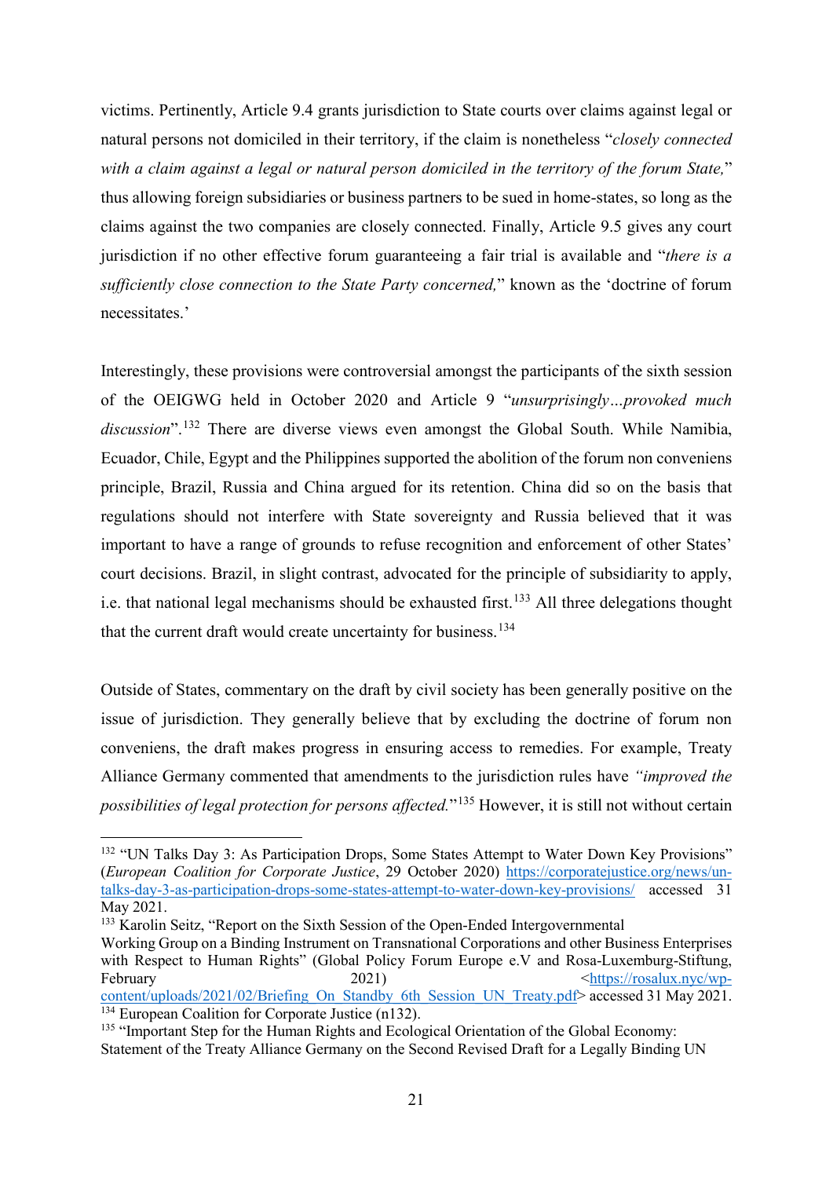victims. Pertinently, Article 9.4 grants jurisdiction to State courts over claims against legal or natural persons not domiciled in their territory, if the claim is nonetheless "*closely connected with a claim against a legal or natural person domiciled in the territory of the forum State,*" thus allowing foreign subsidiaries or business partners to be sued in home-states, so long as the claims against the two companies are closely connected. Finally, Article 9.5 gives any court jurisdiction if no other effective forum guaranteeing a fair trial is available and "*there is a sufficiently close connection to the State Party concerned,*" known as the 'doctrine of forum necessitates.'

Interestingly, these provisions were controversial amongst the participants of the sixth session of the OEIGWG held in October 2020 and Article 9 "*unsurprisingly…provoked much discussion*".[132] There are diverse views even amongst the Global South. While Namibia, Ecuador, Chile, Egypt and the Philippines supported the abolition of the forum non conveniens principle, Brazil, Russia and China argued for its retention. China did so on the basis that regulations should not interfere with State sovereignty and Russia believed that it was important to have a range of grounds to refuse recognition and enforcement of other States' court decisions. Brazil, in slight contrast, advocated for the principle of subsidiarity to apply, i.e. that national legal mechanisms should be exhausted first.[133] All three delegations thought that the current draft would create uncertainty for business.[134]

Outside of States, commentary on the draft by civil society has been generally positive on the issue of jurisdiction. They generally believe that by excluding the doctrine of forum non conveniens, the draft makes progress in ensuring access to remedies. For example, Treaty Alliance Germany commented that amendments to the jurisdiction rules have *"improved the possibilities of legal protection for persons affected."*[135] However, it is still not without certain

---

[132] "UN Talks Day 3: As Participation Drops, Some States Attempt to Water Down Key Provisions" (*European Coalition for Corporate Justice*, 29 October 2020) https://corporatejustice.org/news/un-talks-day-3-as-participation-drops-some-states-attempt-to-water-down-key-provisions/ accessed 31 May 2021.

[133] Karolin Seitz, "Report on the Sixth Session of the Open-Ended Intergovernmental Working Group on a Binding Instrument on Transnational Corporations and other Business Enterprises with Respect to Human Rights" (Global Policy Forum Europe e.V and Rosa-Luxemburg-Stiftung, February 2021) <https://rosalux.nyc/wp-content/uploads/2021/02/Briefing_On_Standby_6th_Session_UN_Treaty.pdf> accessed 31 May 2021.

[134] European Coalition for Corporate Justice (n132).

[135] "Important Step for the Human Rights and Ecological Orientation of the Global Economy: Statement of the Treaty Alliance Germany on the Second Revised Draft for a Legally Binding UN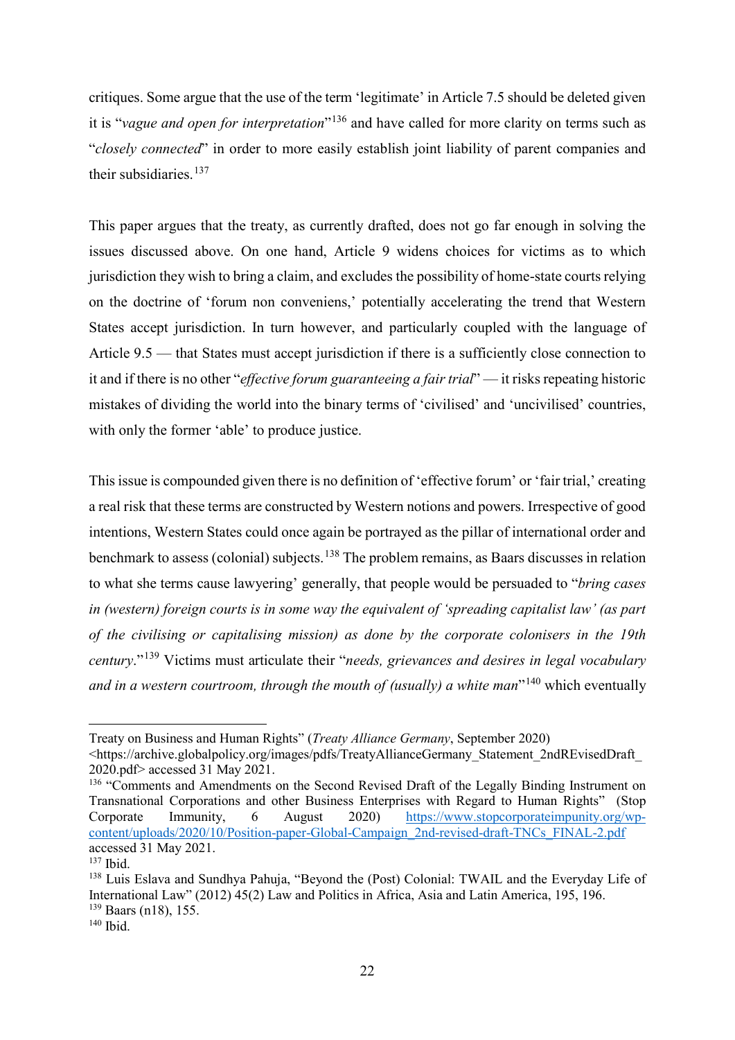critiques. Some argue that the use of the term 'legitimate' in Article 7.5 should be deleted given it is "*vague and open for interpretation*"[136] and have called for more clarity on terms such as "*closely connected*" in order to more easily establish joint liability of parent companies and their subsidiaries.[137]

This paper argues that the treaty, as currently drafted, does not go far enough in solving the issues discussed above. On one hand, Article 9 widens choices for victims as to which jurisdiction they wish to bring a claim, and excludes the possibility of home-state courts relying on the doctrine of 'forum non conveniens,' potentially accelerating the trend that Western States accept jurisdiction. In turn however, and particularly coupled with the language of Article 9.5 — that States must accept jurisdiction if there is a sufficiently close connection to it and if there is no other "*effective forum guaranteeing a fair trial*" — it risks repeating historic mistakes of dividing the world into the binary terms of 'civilised' and 'uncivilised' countries, with only the former 'able' to produce justice.

This issue is compounded given there is no definition of 'effective forum' or 'fair trial,' creating a real risk that these terms are constructed by Western notions and powers. Irrespective of good intentions, Western States could once again be portrayed as the pillar of international order and benchmark to assess (colonial) subjects.[138] The problem remains, as Baars discusses in relation to what she terms cause lawyering' generally, that people would be persuaded to "*bring cases in (western) foreign courts is in some way the equivalent of 'spreading capitalist law' (as part of the civilising or capitalising mission) as done by the corporate colonisers in the 19th century*."[139] Victims must articulate their "*needs, grievances and desires in legal vocabulary and in a western courtroom, through the mouth of (usually) a white man*"[140] which eventually

---

Treaty on Business and Human Rights" (*Treaty Alliance Germany*, September 2020) <https://archive.globalpolicy.org/images/pdfs/TreatyAllianceGermany_Statement_2ndREvisedDraft_2020.pdf> accessed 31 May 2021.

[136] "Comments and Amendments on the Second Revised Draft of the Legally Binding Instrument on Transnational Corporations and other Business Enterprises with Regard to Human Rights" (Stop Corporate Immunity, 6 August 2020) https://www.stopcorporateimpunity.org/wp-content/uploads/2020/10/Position-paper-Global-Campaign_2nd-revised-draft-TNCs_FINAL-2.pdf accessed 31 May 2021.

[137] Ibid.

[138] Luis Eslava and Sundhya Pahuja, "Beyond the (Post) Colonial: TWAIL and the Everyday Life of International Law" (2012) 45(2) Law and Politics in Africa, Asia and Latin America, 195, 196.

[139] Baars (n18), 155.

[140] Ibid.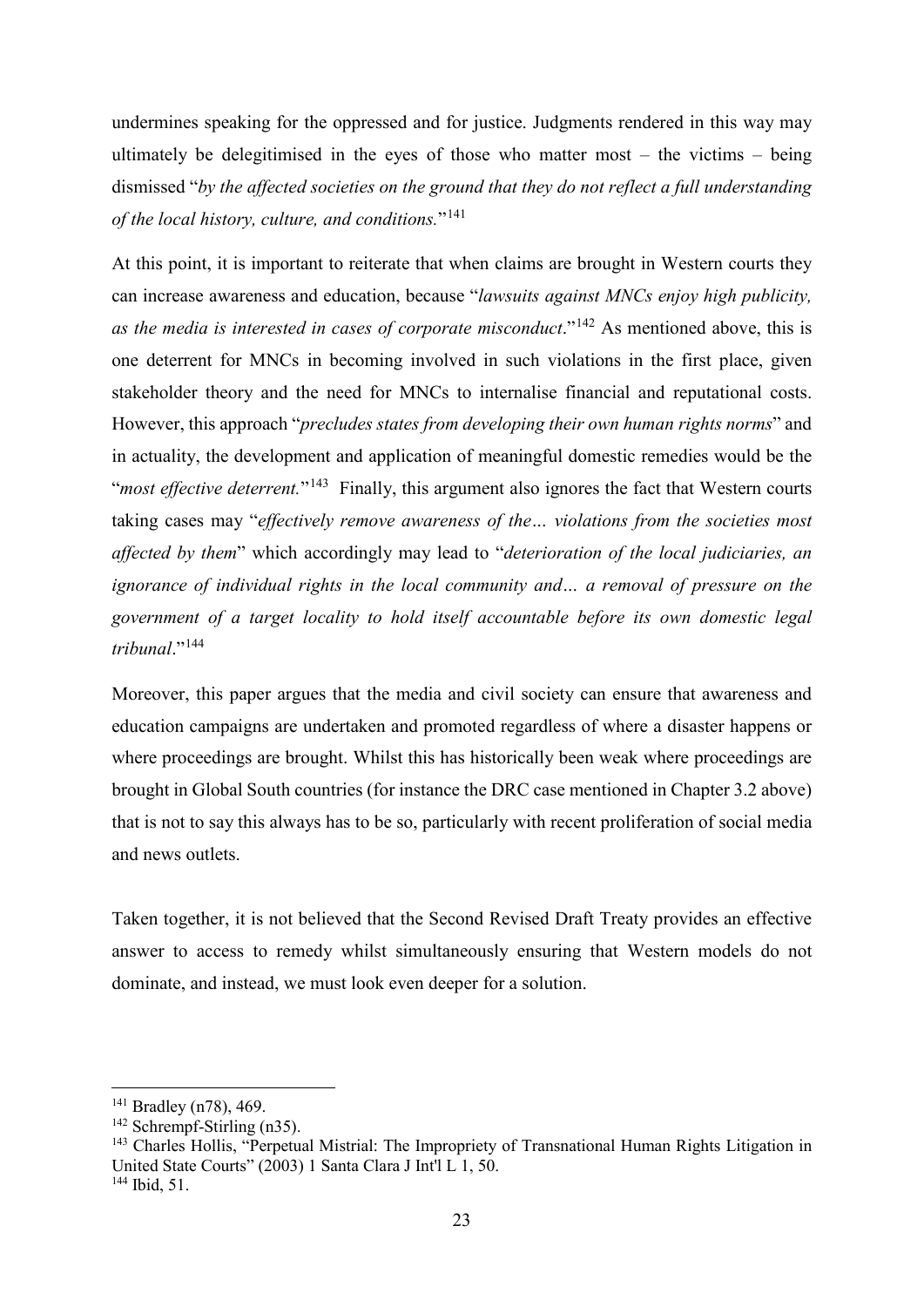undermines speaking for the oppressed and for justice. Judgments rendered in this way may ultimately be delegitimised in the eyes of those who matter most – the victims – being dismissed "*by the affected societies on the ground that they do not reflect a full understanding of the local history, culture, and conditions.*"[141]

At this point, it is important to reiterate that when claims are brought in Western courts they can increase awareness and education, because "*lawsuits against MNCs enjoy high publicity, as the media is interested in cases of corporate misconduct*."[142] As mentioned above, this is one deterrent for MNCs in becoming involved in such violations in the first place, given stakeholder theory and the need for MNCs to internalise financial and reputational costs. However, this approach "*precludes states from developing their own human rights norms*" and in actuality, the development and application of meaningful domestic remedies would be the "*most effective deterrent.*"[143] Finally, this argument also ignores the fact that Western courts taking cases may "*effectively remove awareness of the… violations from the societies most affected by them*" which accordingly may lead to "*deterioration of the local judiciaries, an ignorance of individual rights in the local community and… a removal of pressure on the government of a target locality to hold itself accountable before its own domestic legal tribunal*."[144]

Moreover, this paper argues that the media and civil society can ensure that awareness and education campaigns are undertaken and promoted regardless of where a disaster happens or where proceedings are brought. Whilst this has historically been weak where proceedings are brought in Global South countries (for instance the DRC case mentioned in Chapter 3.2 above) that is not to say this always has to be so, particularly with recent proliferation of social media and news outlets.

Taken together, it is not believed that the Second Revised Draft Treaty provides an effective answer to access to remedy whilst simultaneously ensuring that Western models do not dominate, and instead, we must look even deeper for a solution.

---

[141] Bradley (n78), 469.

[142] Schrempf-Stirling (n35).

[143] Charles Hollis, "Perpetual Mistrial: The Impropriety of Transnational Human Rights Litigation in United State Courts" (2003) 1 Santa Clara J Int'l L 1, 50.

[144] Ibid, 51.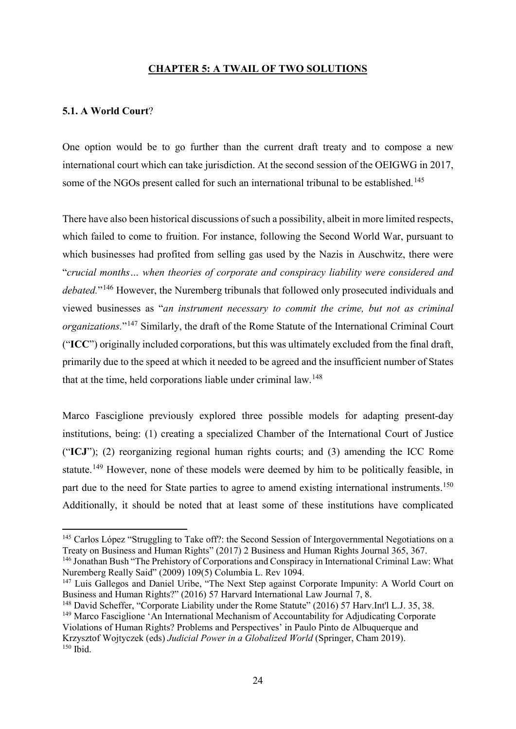## CHAPTER 5: A TWAIL OF TWO SOLUTIONS

### 5.1. A World Court?

One option would be to go further than the current draft treaty and to compose a new international court which can take jurisdiction. At the second session of the OEIGWG in 2017, some of the NGOs present called for such an international tribunal to be established.[145]

There have also been historical discussions of such a possibility, albeit in more limited respects, which failed to come to fruition. For instance, following the Second World War, pursuant to which businesses had profited from selling gas used by the Nazis in Auschwitz, there were "*crucial months… when theories of corporate and conspiracy liability were considered and debated.*"[146] However, the Nuremberg tribunals that followed only prosecuted individuals and viewed businesses as "*an instrument necessary to commit the crime, but not as criminal organizations.*"[147] Similarly, the draft of the Rome Statute of the International Criminal Court ("**ICC**") originally included corporations, but this was ultimately excluded from the final draft, primarily due to the speed at which it needed to be agreed and the insufficient number of States that at the time, held corporations liable under criminal law.[148]

Marco Fasciglione previously explored three possible models for adapting present-day institutions, being: (1) creating a specialized Chamber of the International Court of Justice ("**ICJ**"); (2) reorganizing regional human rights courts; and (3) amending the ICC Rome statute.[149] However, none of these models were deemed by him to be politically feasible, in part due to the need for State parties to agree to amend existing international instruments.[150] Additionally, it should be noted that at least some of these institutions have complicated

---

[145] Carlos López "Struggling to Take off?: the Second Session of Intergovernmental Negotiations on a Treaty on Business and Human Rights" (2017) 2 Business and Human Rights Journal 365, 367.

[146] Jonathan Bush "The Prehistory of Corporations and Conspiracy in International Criminal Law: What Nuremberg Really Said" (2009) 109(5) Columbia L. Rev 1094.

[147] Luis Gallegos and Daniel Uribe, "The Next Step against Corporate Impunity: A World Court on Business and Human Rights?" (2016) 57 Harvard International Law Journal 7, 8.

[148] David Scheffer, "Corporate Liability under the Rome Statute" (2016) 57 Harv.Int'l L.J. 35, 38.

[149] Marco Fasciglione 'An International Mechanism of Accountability for Adjudicating Corporate Violations of Human Rights? Problems and Perspectives' in Paulo Pinto de Albuquerque and Krzysztof Wojtyczek (eds) *Judicial Power in a Globalized World* (Springer, Cham 2019).

[150] Ibid.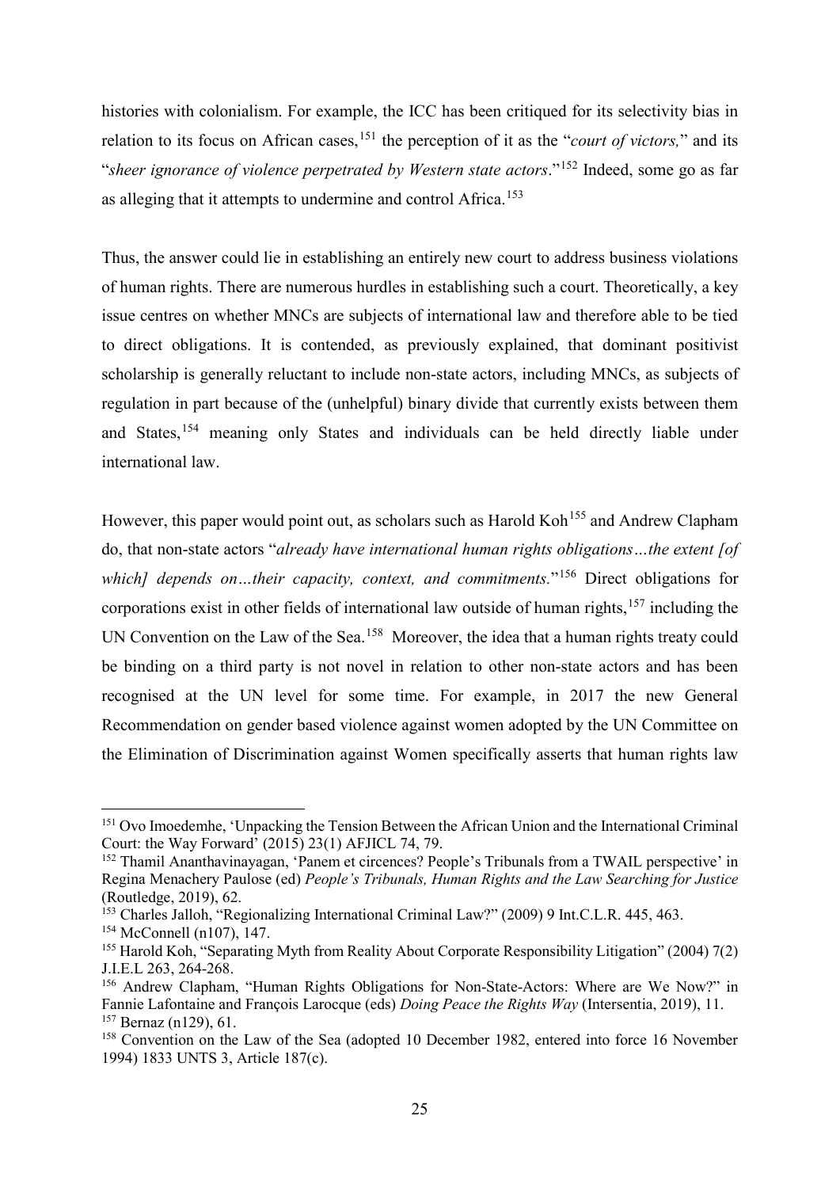histories with colonialism. For example, the ICC has been critiqued for its selectivity bias in relation to its focus on African cases,[151] the perception of it as the "*court of victors,*" and its "*sheer ignorance of violence perpetrated by Western state actors*."[152] Indeed, some go as far as alleging that it attempts to undermine and control Africa.[153]

Thus, the answer could lie in establishing an entirely new court to address business violations of human rights. There are numerous hurdles in establishing such a court. Theoretically, a key issue centres on whether MNCs are subjects of international law and therefore able to be tied to direct obligations. It is contended, as previously explained, that dominant positivist scholarship is generally reluctant to include non-state actors, including MNCs, as subjects of regulation in part because of the (unhelpful) binary divide that currently exists between them and States,[154] meaning only States and individuals can be held directly liable under international law.

However, this paper would point out, as scholars such as Harold Koh[155] and Andrew Clapham do, that non-state actors "*already have international human rights obligations…the extent [of which] depends on…their capacity, context, and commitments.*"[156] Direct obligations for corporations exist in other fields of international law outside of human rights,[157] including the UN Convention on the Law of the Sea.[158] Moreover, the idea that a human rights treaty could be binding on a third party is not novel in relation to other non-state actors and has been recognised at the UN level for some time. For example, in 2017 the new General Recommendation on gender based violence against women adopted by the UN Committee on the Elimination of Discrimination against Women specifically asserts that human rights law

---

[151] Ovo Imoedemhe, 'Unpacking the Tension Between the African Union and the International Criminal Court: the Way Forward' (2015) 23(1) AFJICL 74, 79.

[152] Thamil Ananthavinayagan, 'Panem et circences? People's Tribunals from a TWAIL perspective' in Regina Menachery Paulose (ed) *People's Tribunals, Human Rights and the Law Searching for Justice* (Routledge, 2019), 62.

[153] Charles Jalloh, "Regionalizing International Criminal Law?" (2009) 9 Int.C.L.R. 445, 463.

[154] McConnell (n107), 147.

[155] Harold Koh, "Separating Myth from Reality About Corporate Responsibility Litigation" (2004) 7(2) J.I.E.L 263, 264-268.

[156] Andrew Clapham, "Human Rights Obligations for Non-State-Actors: Where are We Now?" in Fannie Lafontaine and François Larocque (eds) *Doing Peace the Rights Way* (Intersentia, 2019), 11.

[157] Bernaz (n129), 61.

[158] Convention on the Law of the Sea (adopted 10 December 1982, entered into force 16 November 1994) 1833 UNTS 3, Article 187(c).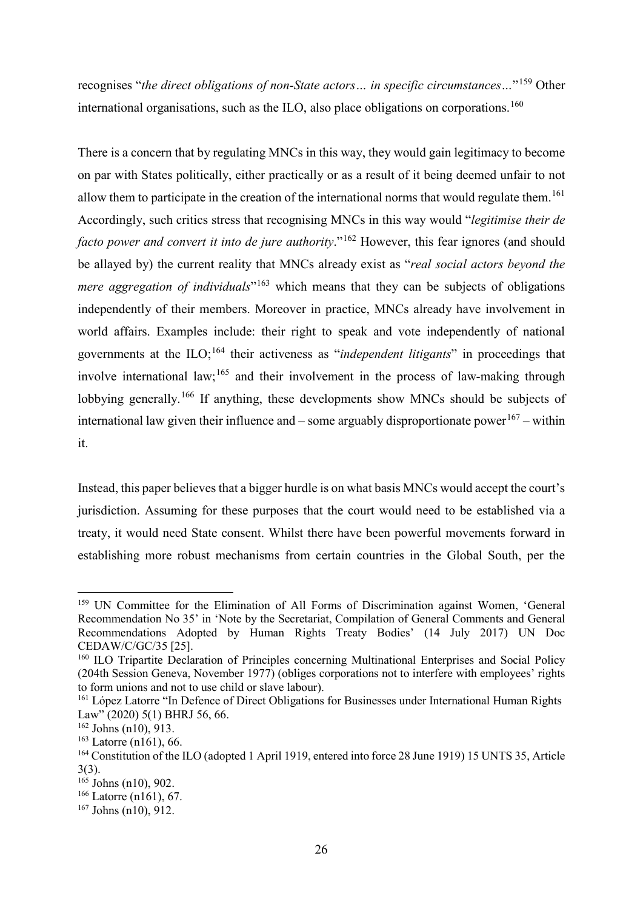recognises "*the direct obligations of non-State actors… in specific circumstances…*"[159] Other international organisations, such as the ILO, also place obligations on corporations.[160]

There is a concern that by regulating MNCs in this way, they would gain legitimacy to become on par with States politically, either practically or as a result of it being deemed unfair to not allow them to participate in the creation of the international norms that would regulate them.[161] Accordingly, such critics stress that recognising MNCs in this way would "*legitimise their de facto power and convert it into de jure authority*."[162] However, this fear ignores (and should be allayed by) the current reality that MNCs already exist as "*real social actors beyond the mere aggregation of individuals*"[163] which means that they can be subjects of obligations independently of their members. Moreover in practice, MNCs already have involvement in world affairs. Examples include: their right to speak and vote independently of national governments at the ILO;[164] their activeness as "*independent litigants*" in proceedings that involve international law;[165] and their involvement in the process of law-making through lobbying generally.[166] If anything, these developments show MNCs should be subjects of international law given their influence and – some arguably disproportionate power[167] – within it.

Instead, this paper believes that a bigger hurdle is on what basis MNCs would accept the court's jurisdiction. Assuming for these purposes that the court would need to be established via a treaty, it would need State consent. Whilst there have been powerful movements forward in establishing more robust mechanisms from certain countries in the Global South, per the

---

[159] UN Committee for the Elimination of All Forms of Discrimination against Women, 'General Recommendation No 35' in 'Note by the Secretariat, Compilation of General Comments and General Recommendations Adopted by Human Rights Treaty Bodies' (14 July 2017) UN Doc CEDAW/C/GC/35 [25].

[160] ILO Tripartite Declaration of Principles concerning Multinational Enterprises and Social Policy (204th Session Geneva, November 1977) (obliges corporations not to interfere with employees' rights to form unions and not to use child or slave labour).

[161] López Latorre "In Defence of Direct Obligations for Businesses under International Human Rights Law" (2020) 5(1) BHRJ 56, 66.

[162] Johns (n10), 913.

[163] Latorre (n161), 66.

[164] Constitution of the ILO (adopted 1 April 1919, entered into force 28 June 1919) 15 UNTS 35, Article 3(3).

[165] Johns (n10), 902.

[166] Latorre (n161), 67.

[167] Johns (n10), 912.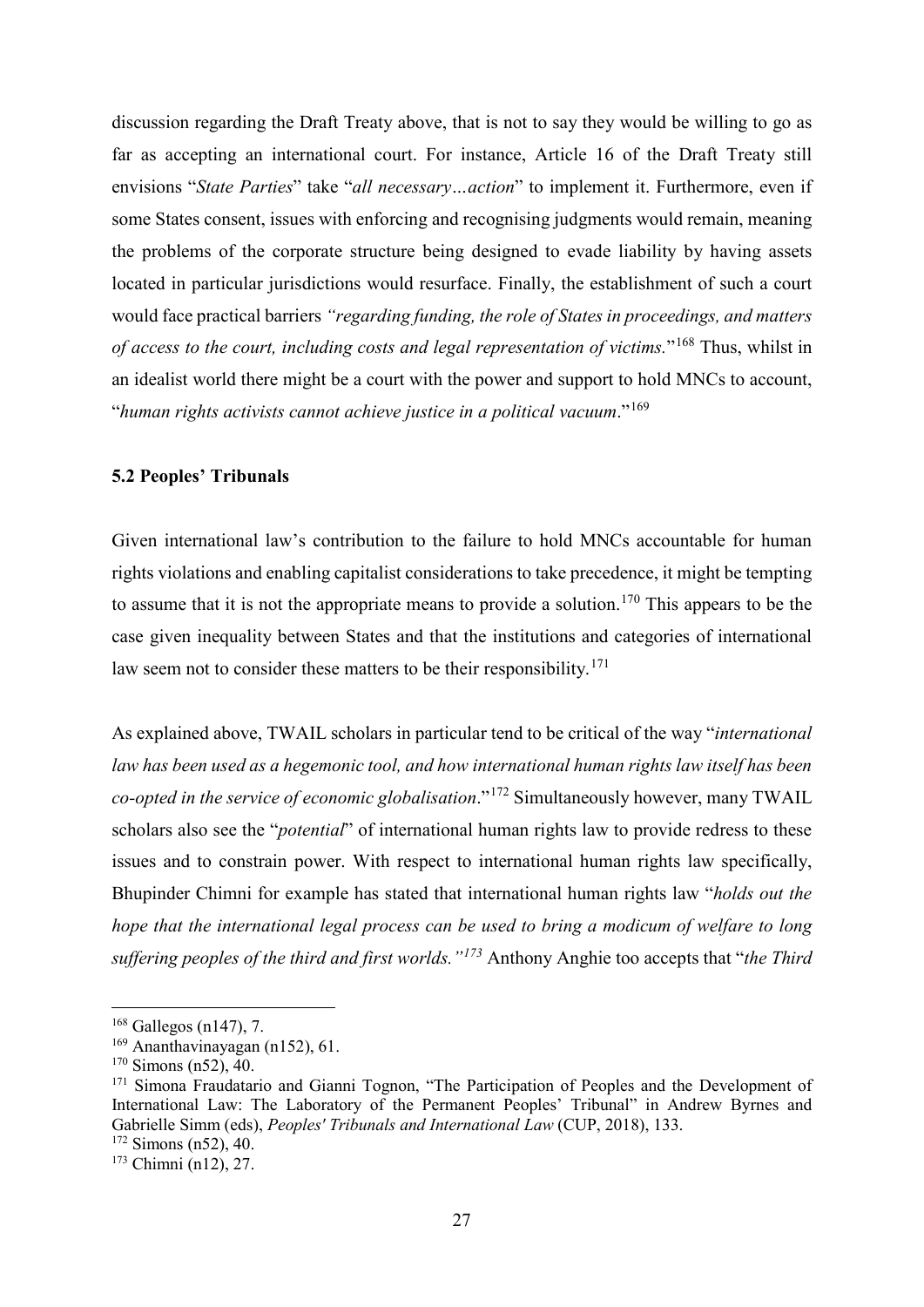discussion regarding the Draft Treaty above, that is not to say they would be willing to go as far as accepting an international court. For instance, Article 16 of the Draft Treaty still envisions "*State Parties*" take "*all necessary…action*" to implement it. Furthermore, even if some States consent, issues with enforcing and recognising judgments would remain, meaning the problems of the corporate structure being designed to evade liability by having assets located in particular jurisdictions would resurface. Finally, the establishment of such a court would face practical barriers *"regarding funding, the role of States in proceedings, and matters of access to the court, including costs and legal representation of victims.*"[168] Thus, whilst in an idealist world there might be a court with the power and support to hold MNCs to account, "*human rights activists cannot achieve justice in a political vacuum*."[169]

### 5.2 Peoples' Tribunals

Given international law's contribution to the failure to hold MNCs accountable for human rights violations and enabling capitalist considerations to take precedence, it might be tempting to assume that it is not the appropriate means to provide a solution.[170] This appears to be the case given inequality between States and that the institutions and categories of international law seem not to consider these matters to be their responsibility.[171]

As explained above, TWAIL scholars in particular tend to be critical of the way "*international law has been used as a hegemonic tool, and how international human rights law itself has been co-opted in the service of economic globalisation*."[172] Simultaneously however, many TWAIL scholars also see the "*potential*" of international human rights law to provide redress to these issues and to constrain power. With respect to international human rights law specifically, Bhupinder Chimni for example has stated that international human rights law "*holds out the hope that the international legal process can be used to bring a modicum of welfare to long suffering peoples of the third and first worlds."*[173] Anthony Anghie too accepts that "*the Third*

---

[168] Gallegos (n147), 7.

[169] Ananthavinayagan (n152), 61.

[170] Simons (n52), 40.

[171] Simona Fraudatario and Gianni Tognon, "The Participation of Peoples and the Development of International Law: The Laboratory of the Permanent Peoples' Tribunal" in Andrew Byrnes and Gabrielle Simm (eds), *Peoples' Tribunals and International Law* (CUP, 2018), 133.

[172] Simons (n52), 40.

[173] Chimni (n12), 27.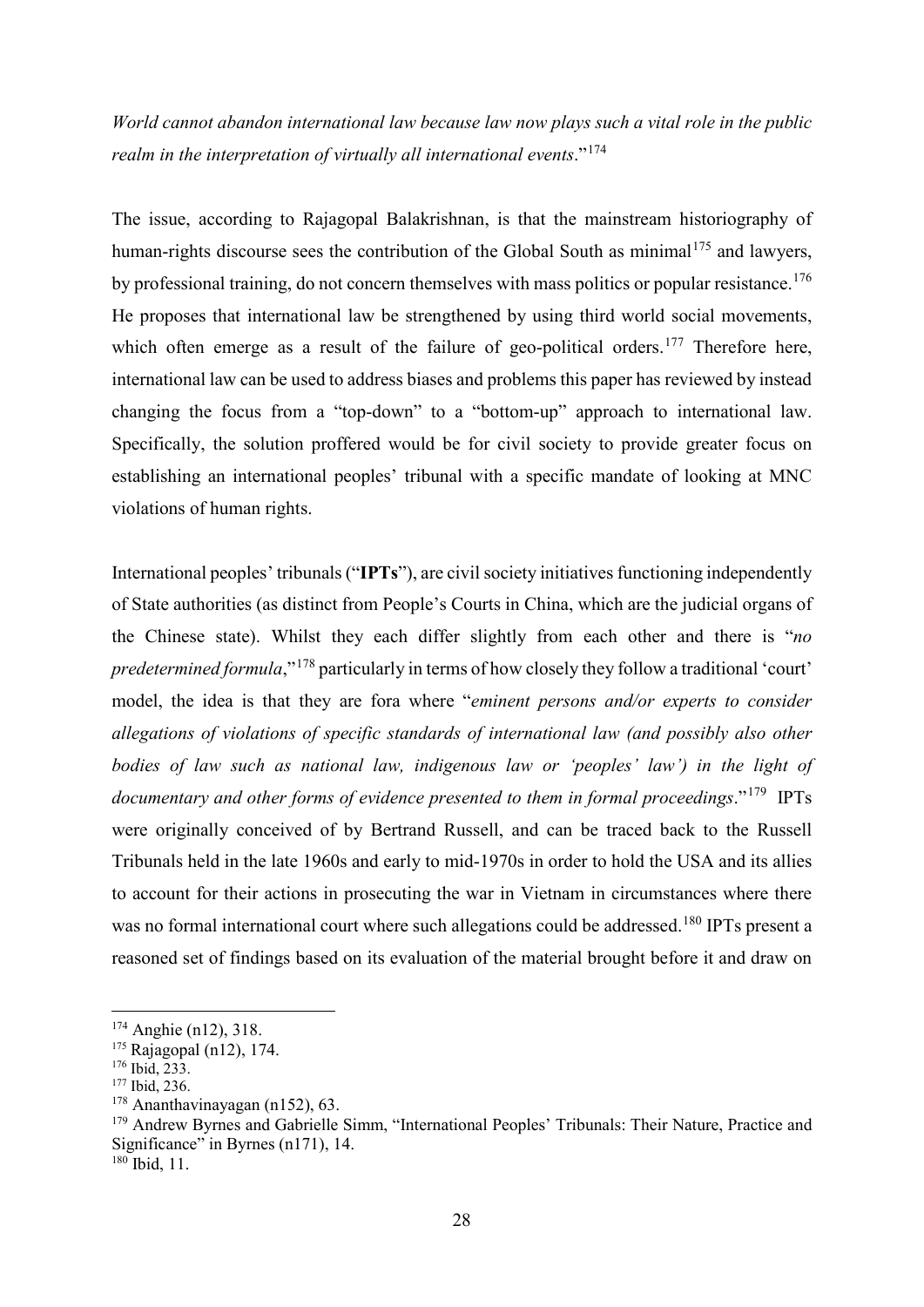*World cannot abandon international law because law now plays such a vital role in the public realm in the interpretation of virtually all international events*."[174]

The issue, according to Rajagopal Balakrishnan, is that the mainstream historiography of human-rights discourse sees the contribution of the Global South as minimal[175] and lawyers, by professional training, do not concern themselves with mass politics or popular resistance.[176] He proposes that international law be strengthened by using third world social movements, which often emerge as a result of the failure of geo-political orders.[177] Therefore here, international law can be used to address biases and problems this paper has reviewed by instead changing the focus from a "top-down" to a "bottom-up" approach to international law. Specifically, the solution proffered would be for civil society to provide greater focus on establishing an international peoples' tribunal with a specific mandate of looking at MNC violations of human rights.

International peoples' tribunals ("**IPTs**"), are civil society initiatives functioning independently of State authorities (as distinct from People's Courts in China, which are the judicial organs of the Chinese state). Whilst they each differ slightly from each other and there is "*no predetermined formula*,"[178] particularly in terms of how closely they follow a traditional 'court' model, the idea is that they are fora where "*eminent persons and/or experts to consider allegations of violations of specific standards of international law (and possibly also other bodies of law such as national law, indigenous law or 'peoples' law') in the light of documentary and other forms of evidence presented to them in formal proceedings*."[179] IPTs were originally conceived of by Bertrand Russell, and can be traced back to the Russell Tribunals held in the late 1960s and early to mid-1970s in order to hold the USA and its allies to account for their actions in prosecuting the war in Vietnam in circumstances where there was no formal international court where such allegations could be addressed.[180] IPTs present a reasoned set of findings based on its evaluation of the material brought before it and draw on

---

[174] Anghie (n12), 318.
[175] Rajagopal (n12), 174.
[176] Ibid, 233.
[177] Ibid, 236.
[178] Ananthavinayagan (n152), 63.
[179] Andrew Byrnes and Gabrielle Simm, "International Peoples' Tribunals: Their Nature, Practice and Significance" in Byrnes (n171), 14.
[180] Ibid, 11.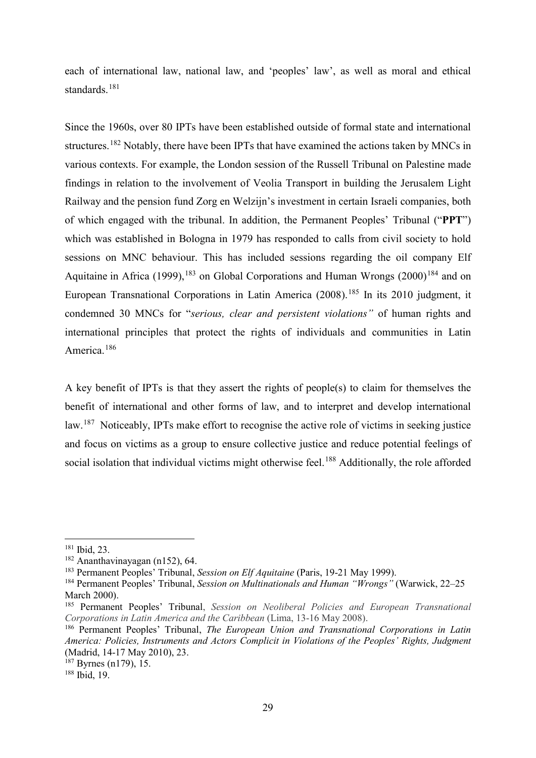each of international law, national law, and 'peoples' law', as well as moral and ethical standards.[181]

Since the 1960s, over 80 IPTs have been established outside of formal state and international structures.[182] Notably, there have been IPTs that have examined the actions taken by MNCs in various contexts. For example, the London session of the Russell Tribunal on Palestine made findings in relation to the involvement of Veolia Transport in building the Jerusalem Light Railway and the pension fund Zorg en Welzijn's investment in certain Israeli companies, both of which engaged with the tribunal. In addition, the Permanent Peoples' Tribunal ("**PPT**") which was established in Bologna in 1979 has responded to calls from civil society to hold sessions on MNC behaviour. This has included sessions regarding the oil company Elf Aquitaine in Africa (1999),[183] on Global Corporations and Human Wrongs (2000)[184] and on European Transnational Corporations in Latin America (2008).[185] In its 2010 judgment, it condemned 30 MNCs for "*serious, clear and persistent violations"* of human rights and international principles that protect the rights of individuals and communities in Latin America.[186]

A key benefit of IPTs is that they assert the rights of people(s) to claim for themselves the benefit of international and other forms of law, and to interpret and develop international law.[187] Noticeably, IPTs make effort to recognise the active role of victims in seeking justice and focus on victims as a group to ensure collective justice and reduce potential feelings of social isolation that individual victims might otherwise feel.[188] Additionally, the role afforded

---

[181] Ibid, 23.

[182] Ananthavinayagan (n152), 64.

[183] Permanent Peoples' Tribunal, *Session on Elf Aquitaine* (Paris, 19-21 May 1999).

[184] Permanent Peoples' Tribunal, *Session on Multinationals and Human "Wrongs"* (Warwick, 22–25 March 2000).

[185] Permanent Peoples' Tribunal, *Session on Neoliberal Policies and European Transnational Corporations in Latin America and the Caribbean* (Lima, 13-16 May 2008).

[186] Permanent Peoples' Tribunal, *The European Union and Transnational Corporations in Latin America: Policies, Instruments and Actors Complicit in Violations of the Peoples' Rights, Judgment* (Madrid, 14-17 May 2010), 23.

[187] Byrnes (n179), 15.

[188] Ibid, 19.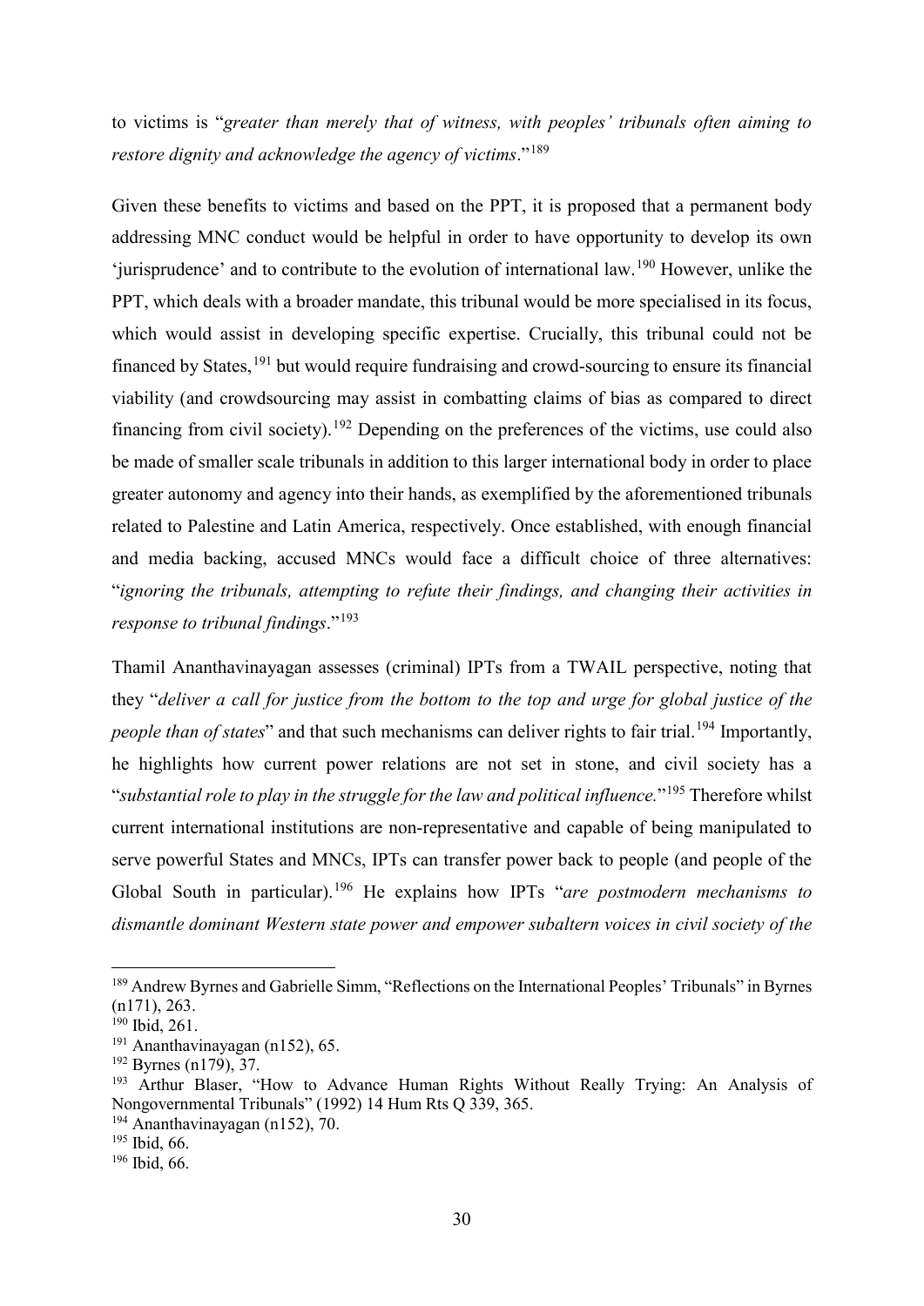to victims is "*greater than merely that of witness, with peoples' tribunals often aiming to restore dignity and acknowledge the agency of victims*."[189]

Given these benefits to victims and based on the PPT, it is proposed that a permanent body addressing MNC conduct would be helpful in order to have opportunity to develop its own 'jurisprudence' and to contribute to the evolution of international law.[190] However, unlike the PPT, which deals with a broader mandate, this tribunal would be more specialised in its focus, which would assist in developing specific expertise. Crucially, this tribunal could not be financed by States,[191] but would require fundraising and crowd-sourcing to ensure its financial viability (and crowdsourcing may assist in combatting claims of bias as compared to direct financing from civil society).[192] Depending on the preferences of the victims, use could also be made of smaller scale tribunals in addition to this larger international body in order to place greater autonomy and agency into their hands, as exemplified by the aforementioned tribunals related to Palestine and Latin America, respectively. Once established, with enough financial and media backing, accused MNCs would face a difficult choice of three alternatives: "*ignoring the tribunals, attempting to refute their findings, and changing their activities in response to tribunal findings*."[193]

Thamil Ananthavinayagan assesses (criminal) IPTs from a TWAIL perspective, noting that they "*deliver a call for justice from the bottom to the top and urge for global justice of the people than of states*" and that such mechanisms can deliver rights to fair trial.[194] Importantly, he highlights how current power relations are not set in stone, and civil society has a "*substantial role to play in the struggle for the law and political influence.*"[195] Therefore whilst current international institutions are non-representative and capable of being manipulated to serve powerful States and MNCs, IPTs can transfer power back to people (and people of the Global South in particular).[196] He explains how IPTs "*are postmodern mechanisms to dismantle dominant Western state power and empower subaltern voices in civil society of the*

---

[189] Andrew Byrnes and Gabrielle Simm, "Reflections on the International Peoples' Tribunals" in Byrnes (n171), 263.

[190] Ibid, 261.

[191] Ananthavinayagan (n152), 65.

[192] Byrnes (n179), 37.

[193] Arthur Blaser, "How to Advance Human Rights Without Really Trying: An Analysis of Nongovernmental Tribunals" (1992) 14 Hum Rts Q 339, 365.

[194] Ananthavinayagan (n152), 70.

[195] Ibid, 66.

[196] Ibid, 66.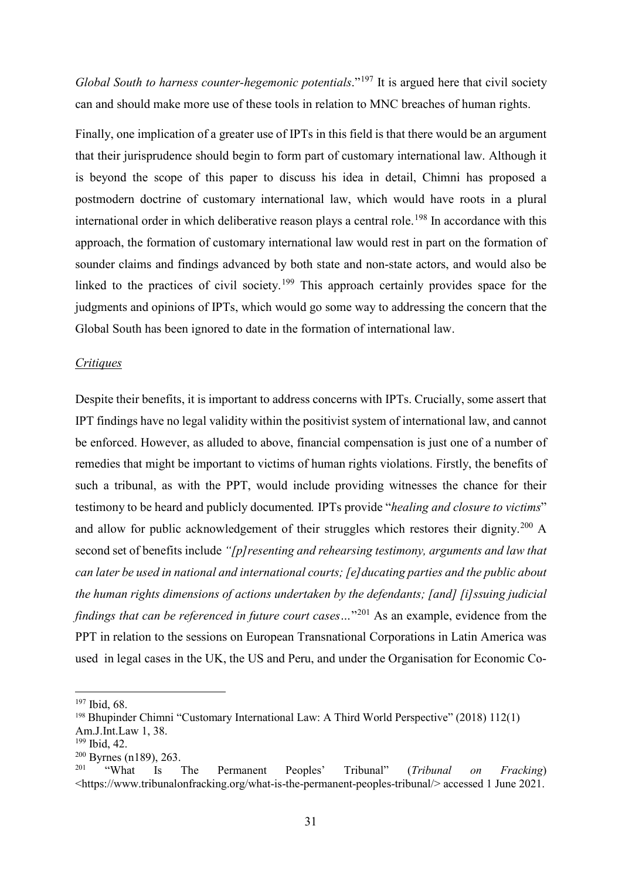*Global South to harness counter-hegemonic potentials*."[197] It is argued here that civil society can and should make more use of these tools in relation to MNC breaches of human rights.

Finally, one implication of a greater use of IPTs in this field is that there would be an argument that their jurisprudence should begin to form part of customary international law. Although it is beyond the scope of this paper to discuss his idea in detail, Chimni has proposed a postmodern doctrine of customary international law, which would have roots in a plural international order in which deliberative reason plays a central role.[198] In accordance with this approach, the formation of customary international law would rest in part on the formation of sounder claims and findings advanced by both state and non-state actors, and would also be linked to the practices of civil society.[199] This approach certainly provides space for the judgments and opinions of IPTs, which would go some way to addressing the concern that the Global South has been ignored to date in the formation of international law.

*Critiques*

Despite their benefits, it is important to address concerns with IPTs. Crucially, some assert that IPT findings have no legal validity within the positivist system of international law, and cannot be enforced. However, as alluded to above, financial compensation is just one of a number of remedies that might be important to victims of human rights violations. Firstly, the benefits of such a tribunal, as with the PPT, would include providing witnesses the chance for their testimony to be heard and publicly documented*.* IPTs provide "*healing and closure to victims*" and allow for public acknowledgement of their struggles which restores their dignity.[200] A second set of benefits include *"[p]resenting and rehearsing testimony, arguments and law that can later be used in national and international courts; [e]ducating parties and the public about the human rights dimensions of actions undertaken by the defendants; [and] [i]ssuing judicial findings that can be referenced in future court cases…*"[201] As an example, evidence from the PPT in relation to the sessions on European Transnational Corporations in Latin America was used in legal cases in the UK, the US and Peru, and under the Organisation for Economic Co-

---

[197] Ibid, 68.

[198] Bhupinder Chimni "Customary International Law: A Third World Perspective" (2018) 112(1) Am.J.Int.Law 1, 38.

[199] Ibid, 42.

[200] Byrnes (n189), 263.

[201] "What Is The Permanent Peoples' Tribunal" (*Tribunal on Fracking*) <https://www.tribunalonfracking.org/what-is-the-permanent-peoples-tribunal/> accessed 1 June 2021.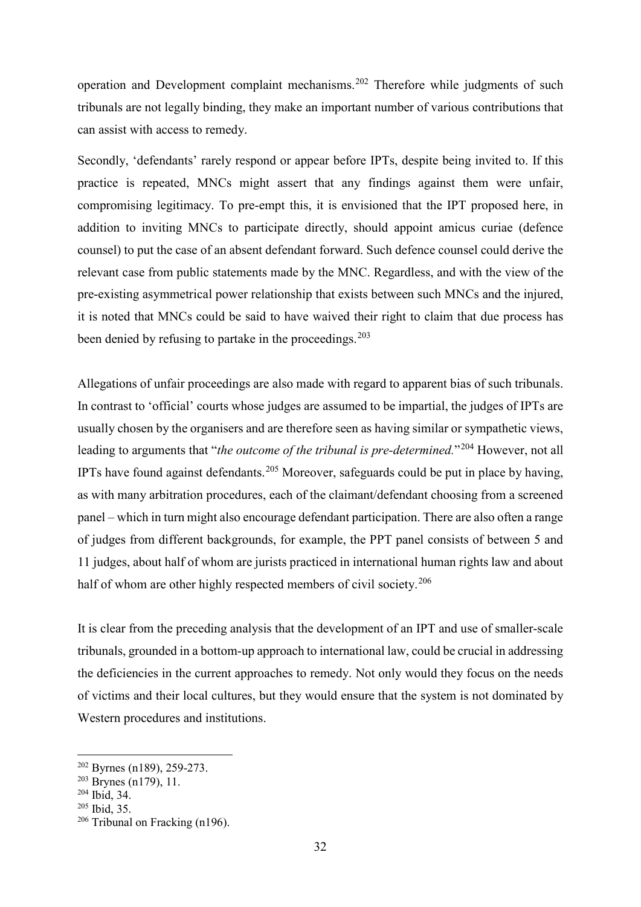operation and Development complaint mechanisms.[202] Therefore while judgments of such tribunals are not legally binding, they make an important number of various contributions that can assist with access to remedy.

Secondly, 'defendants' rarely respond or appear before IPTs, despite being invited to. If this practice is repeated, MNCs might assert that any findings against them were unfair, compromising legitimacy. To pre-empt this, it is envisioned that the IPT proposed here, in addition to inviting MNCs to participate directly, should appoint amicus curiae (defence counsel) to put the case of an absent defendant forward. Such defence counsel could derive the relevant case from public statements made by the MNC. Regardless, and with the view of the pre-existing asymmetrical power relationship that exists between such MNCs and the injured, it is noted that MNCs could be said to have waived their right to claim that due process has been denied by refusing to partake in the proceedings.[203]

Allegations of unfair proceedings are also made with regard to apparent bias of such tribunals. In contrast to 'official' courts whose judges are assumed to be impartial, the judges of IPTs are usually chosen by the organisers and are therefore seen as having similar or sympathetic views, leading to arguments that "*the outcome of the tribunal is pre-determined.*"[204] However, not all IPTs have found against defendants.[205] Moreover, safeguards could be put in place by having, as with many arbitration procedures, each of the claimant/defendant choosing from a screened panel – which in turn might also encourage defendant participation. There are also often a range of judges from different backgrounds, for example, the PPT panel consists of between 5 and 11 judges, about half of whom are jurists practiced in international human rights law and about half of whom are other highly respected members of civil society.[206]

It is clear from the preceding analysis that the development of an IPT and use of smaller-scale tribunals, grounded in a bottom-up approach to international law, could be crucial in addressing the deficiencies in the current approaches to remedy. Not only would they focus on the needs of victims and their local cultures, but they would ensure that the system is not dominated by Western procedures and institutions.

---

[202] Byrnes (n189), 259-273.

[203] Brynes (n179), 11.

[204] Ibid, 34.

[205] Ibid, 35.

[206] Tribunal on Fracking (n196).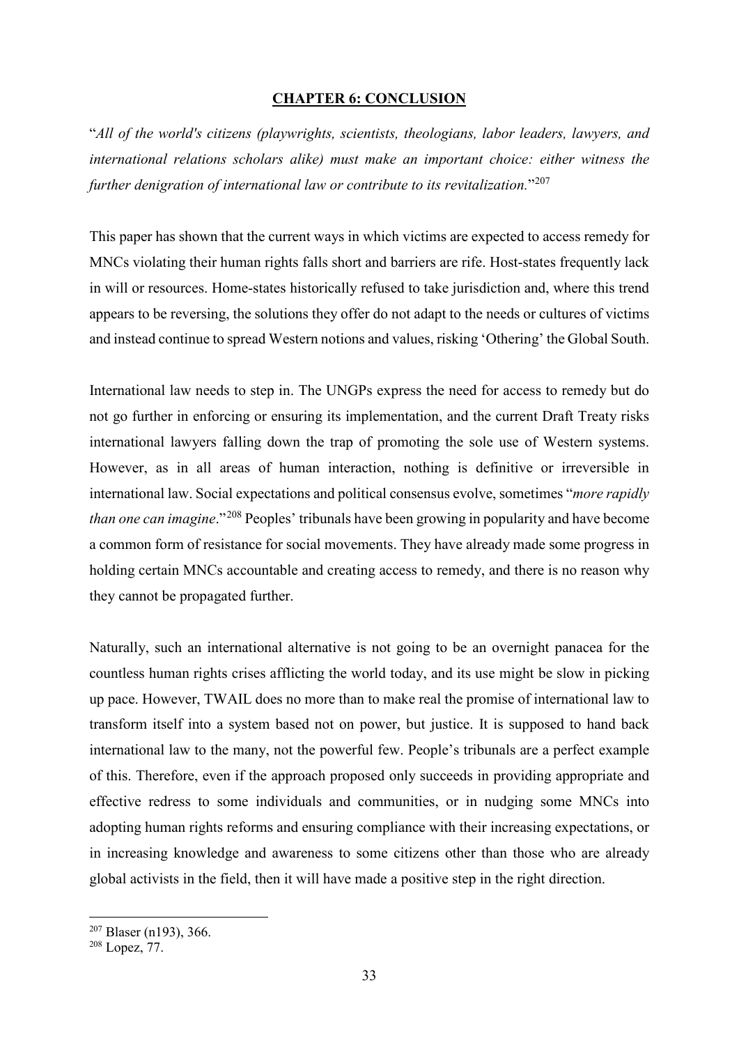# CHAPTER 6: CONCLUSION

"*All of the world's citizens (playwrights, scientists, theologians, labor leaders, lawyers, and international relations scholars alike) must make an important choice: either witness the further denigration of international law or contribute to its revitalization.*"[207]

This paper has shown that the current ways in which victims are expected to access remedy for MNCs violating their human rights falls short and barriers are rife. Host-states frequently lack in will or resources. Home-states historically refused to take jurisdiction and, where this trend appears to be reversing, the solutions they offer do not adapt to the needs or cultures of victims and instead continue to spread Western notions and values, risking 'Othering' the Global South.

International law needs to step in. The UNGPs express the need for access to remedy but do not go further in enforcing or ensuring its implementation, and the current Draft Treaty risks international lawyers falling down the trap of promoting the sole use of Western systems. However, as in all areas of human interaction, nothing is definitive or irreversible in international law. Social expectations and political consensus evolve, sometimes "*more rapidly than one can imagine*."[208] Peoples' tribunals have been growing in popularity and have become a common form of resistance for social movements. They have already made some progress in holding certain MNCs accountable and creating access to remedy, and there is no reason why they cannot be propagated further.

Naturally, such an international alternative is not going to be an overnight panacea for the countless human rights crises afflicting the world today, and its use might be slow in picking up pace. However, TWAIL does no more than to make real the promise of international law to transform itself into a system based not on power, but justice. It is supposed to hand back international law to the many, not the powerful few. People's tribunals are a perfect example of this. Therefore, even if the approach proposed only succeeds in providing appropriate and effective redress to some individuals and communities, or in nudging some MNCs into adopting human rights reforms and ensuring compliance with their increasing expectations, or in increasing knowledge and awareness to some citizens other than those who are already global activists in the field, then it will have made a positive step in the right direction.

---

[207] Blaser (n193), 366.

[208] Lopez, 77.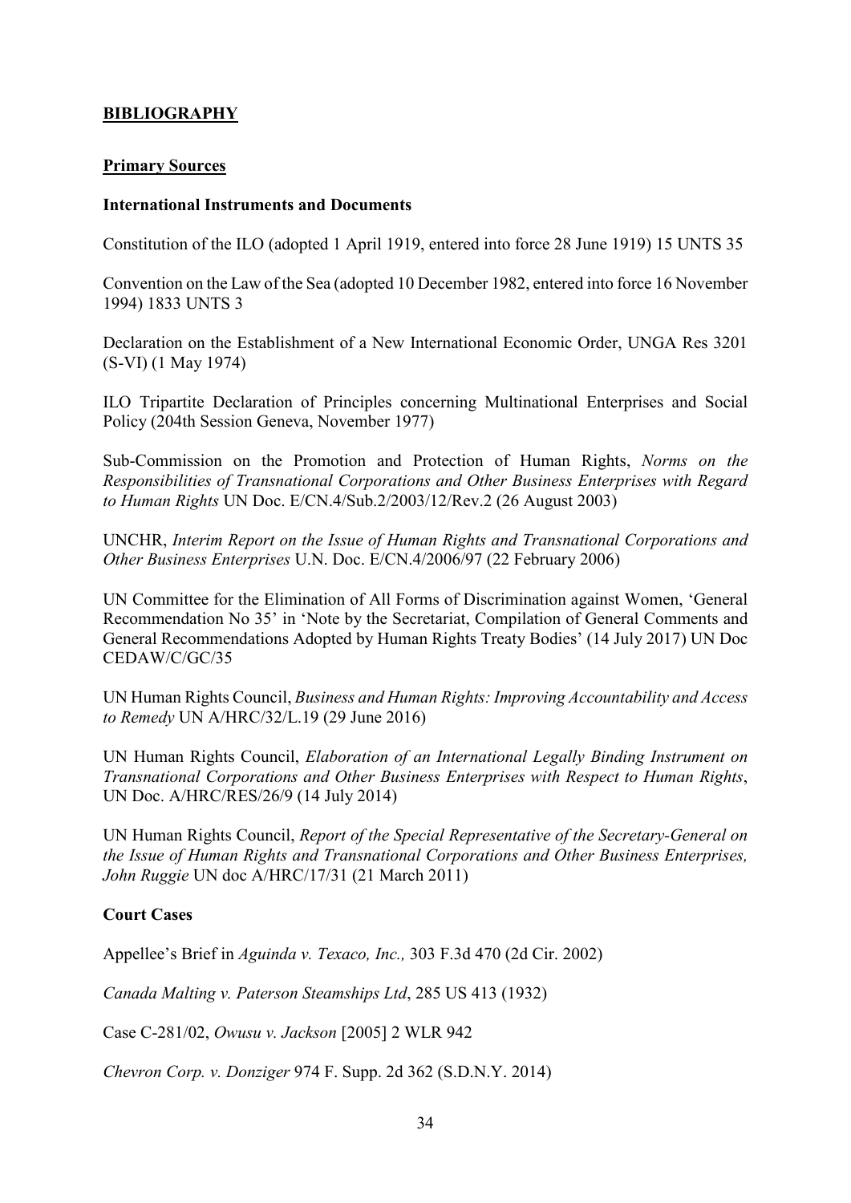# BIBLIOGRAPHY

## Primary Sources

### International Instruments and Documents

Constitution of the ILO (adopted 1 April 1919, entered into force 28 June 1919) 15 UNTS 35

Convention on the Law of the Sea (adopted 10 December 1982, entered into force 16 November 1994) 1833 UNTS 3

Declaration on the Establishment of a New International Economic Order, UNGA Res 3201 (S-VI) (1 May 1974)

ILO Tripartite Declaration of Principles concerning Multinational Enterprises and Social Policy (204th Session Geneva, November 1977)

Sub-Commission on the Promotion and Protection of Human Rights, *Norms on the Responsibilities of Transnational Corporations and Other Business Enterprises with Regard to Human Rights* UN Doc. E/CN.4/Sub.2/2003/12/Rev.2 (26 August 2003)

UNCHR, *Interim Report on the Issue of Human Rights and Transnational Corporations and Other Business Enterprises* U.N. Doc. E/CN.4/2006/97 (22 February 2006)

UN Committee for the Elimination of All Forms of Discrimination against Women, 'General Recommendation No 35' in 'Note by the Secretariat, Compilation of General Comments and General Recommendations Adopted by Human Rights Treaty Bodies' (14 July 2017) UN Doc CEDAW/C/GC/35

UN Human Rights Council, *Business and Human Rights: Improving Accountability and Access to Remedy* UN A/HRC/32/L.19 (29 June 2016)

UN Human Rights Council, *Elaboration of an International Legally Binding Instrument on Transnational Corporations and Other Business Enterprises with Respect to Human Rights*, UN Doc. A/HRC/RES/26/9 (14 July 2014)

UN Human Rights Council, *Report of the Special Representative of the Secretary-General on the Issue of Human Rights and Transnational Corporations and Other Business Enterprises, John Ruggie* UN doc A/HRC/17/31 (21 March 2011)

### Court Cases

Appellee's Brief in *Aguinda v. Texaco, Inc.,* 303 F.3d 470 (2d Cir. 2002)

*Canada Malting v. Paterson Steamships Ltd*, 285 US 413 (1932)

Case C-281/02, *Owusu v. Jackson* [2005] 2 WLR 942

*Chevron Corp. v. Donziger* 974 F. Supp. 2d 362 (S.D.N.Y. 2014)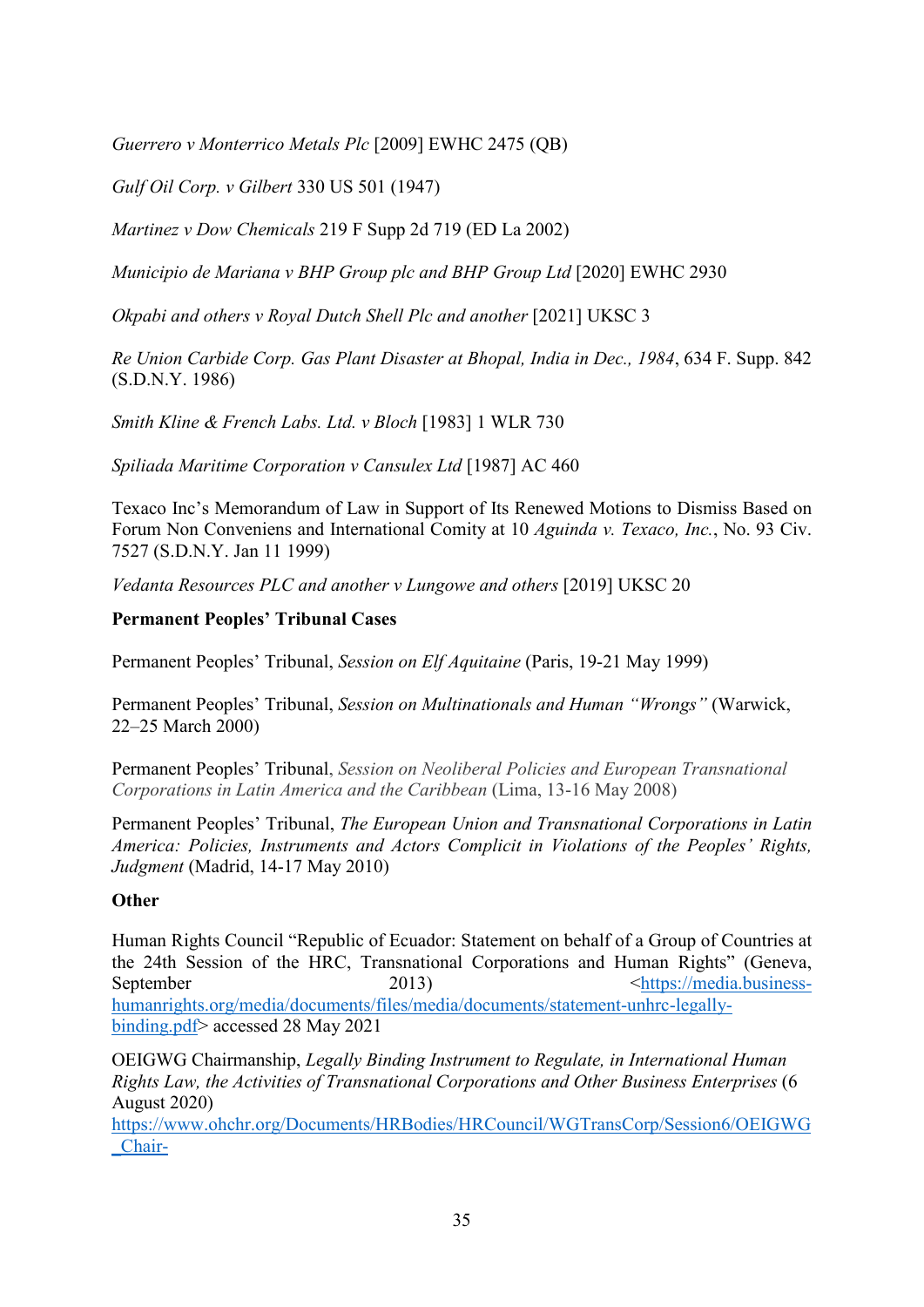*Guerrero v Monterrico Metals Plc* [2009] EWHC 2475 (QB)

*Gulf Oil Corp. v Gilbert* 330 US 501 (1947)

*Martinez v Dow Chemicals* 219 F Supp 2d 719 (ED La 2002)

*Municipio de Mariana v BHP Group plc and BHP Group Ltd* [2020] EWHC 2930

*Okpabi and others v Royal Dutch Shell Plc and another* [2021] UKSC 3

*Re Union Carbide Corp. Gas Plant Disaster at Bhopal, India in Dec., 1984*, 634 F. Supp. 842 (S.D.N.Y. 1986)

*Smith Kline & French Labs. Ltd. v Bloch* [1983] 1 WLR 730

*Spiliada Maritime Corporation v Cansulex Ltd* [1987] AC 460

Texaco Inc's Memorandum of Law in Support of Its Renewed Motions to Dismiss Based on Forum Non Conveniens and International Comity at 10 *Aguinda v. Texaco, Inc.*, No. 93 Civ. 7527 (S.D.N.Y. Jan 11 1999)

*Vedanta Resources PLC and another v Lungowe and others* [2019] UKSC 20

**Permanent Peoples' Tribunal Cases**

Permanent Peoples' Tribunal, *Session on Elf Aquitaine* (Paris, 19-21 May 1999)

Permanent Peoples' Tribunal, *Session on Multinationals and Human "Wrongs"* (Warwick, 22–25 March 2000)

Permanent Peoples' Tribunal, *Session on Neoliberal Policies and European Transnational Corporations in Latin America and the Caribbean* (Lima, 13-16 May 2008)

Permanent Peoples' Tribunal, *The European Union and Transnational Corporations in Latin America: Policies, Instruments and Actors Complicit in Violations of the Peoples' Rights, Judgment* (Madrid, 14-17 May 2010)

**Other**

Human Rights Council "Republic of Ecuador: Statement on behalf of a Group of Countries at the 24th Session of the HRC, Transnational Corporations and Human Rights" (Geneva, September 2013) <https://media.business-humanrights.org/media/documents/files/media/documents/statement-unhrc-legally-binding.pdf> accessed 28 May 2021

OEIGWG Chairmanship, *Legally Binding Instrument to Regulate, in International Human Rights Law, the Activities of Transnational Corporations and Other Business Enterprises* (6 August 2020) https://www.ohchr.org/Documents/HRBodies/HRCouncil/WGTransCorp/Session6/OEIGWG_Chair-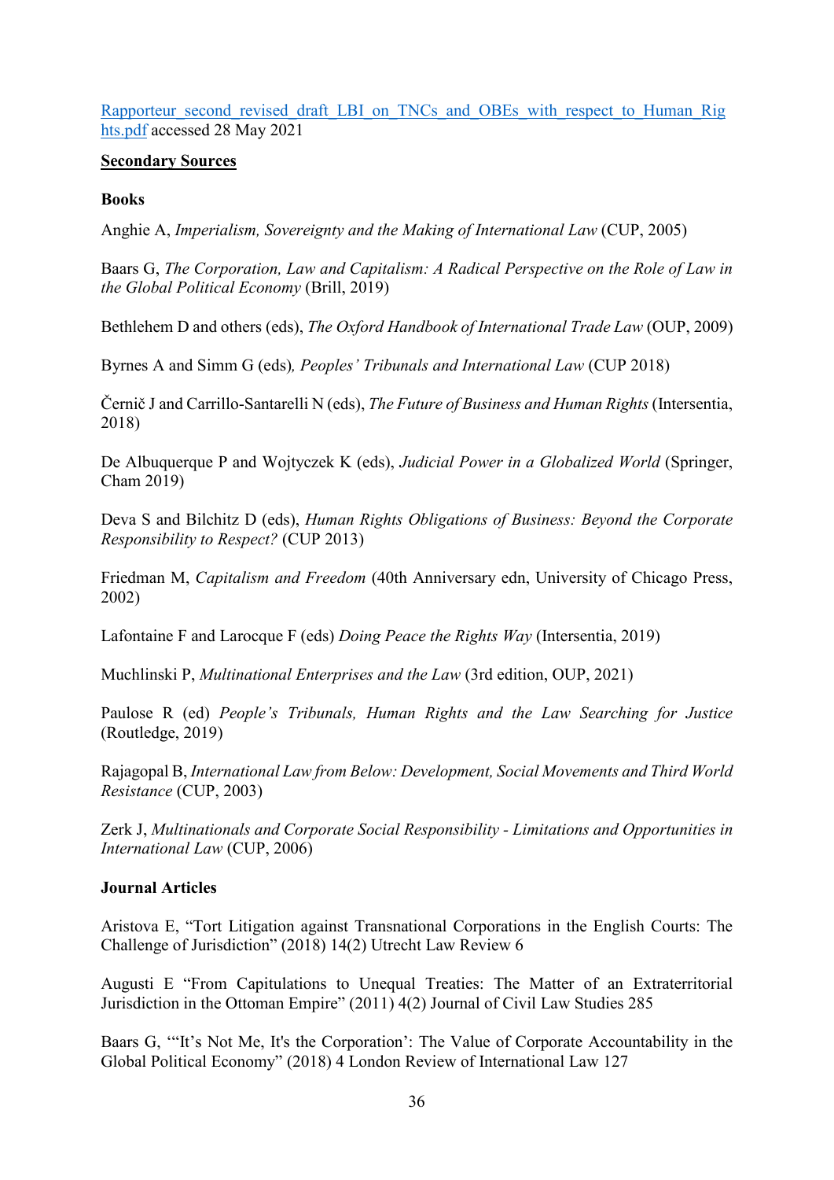Rapporteur_second_revised_draft_LBI_on_TNCs_and_OBEs_with_respect_to_Human_Rights.pdf accessed 28 May 2021

## Secondary Sources

### Books

Anghie A, *Imperialism, Sovereignty and the Making of International Law* (CUP, 2005)

Baars G, *The Corporation, Law and Capitalism: A Radical Perspective on the Role of Law in the Global Political Economy* (Brill, 2019)

Bethlehem D and others (eds), *The Oxford Handbook of International Trade Law* (OUP, 2009)

Byrnes A and Simm G (eds), *Peoples' Tribunals and International Law* (CUP 2018)

Černič J and Carrillo-Santarelli N (eds), *The Future of Business and Human Rights* (Intersentia, 2018)

De Albuquerque P and Wojtyczek K (eds), *Judicial Power in a Globalized World* (Springer, Cham 2019)

Deva S and Bilchitz D (eds), *Human Rights Obligations of Business: Beyond the Corporate Responsibility to Respect?* (CUP 2013)

Friedman M, *Capitalism and Freedom* (40th Anniversary edn, University of Chicago Press, 2002)

Lafontaine F and Larocque F (eds) *Doing Peace the Rights Way* (Intersentia, 2019)

Muchlinski P, *Multinational Enterprises and the Law* (3rd edition, OUP, 2021)

Paulose R (ed) *People's Tribunals, Human Rights and the Law Searching for Justice* (Routledge, 2019)

Rajagopal B, *International Law from Below: Development, Social Movements and Third World Resistance* (CUP, 2003)

Zerk J, *Multinationals and Corporate Social Responsibility - Limitations and Opportunities in International Law* (CUP, 2006)

### Journal Articles

Aristova E, "Tort Litigation against Transnational Corporations in the English Courts: The Challenge of Jurisdiction" (2018) 14(2) Utrecht Law Review 6

Augusti E "From Capitulations to Unequal Treaties: The Matter of an Extraterritorial Jurisdiction in the Ottoman Empire" (2011) 4(2) Journal of Civil Law Studies 285

Baars G, "'It's Not Me, It's the Corporation': The Value of Corporate Accountability in the Global Political Economy" (2018) 4 London Review of International Law 127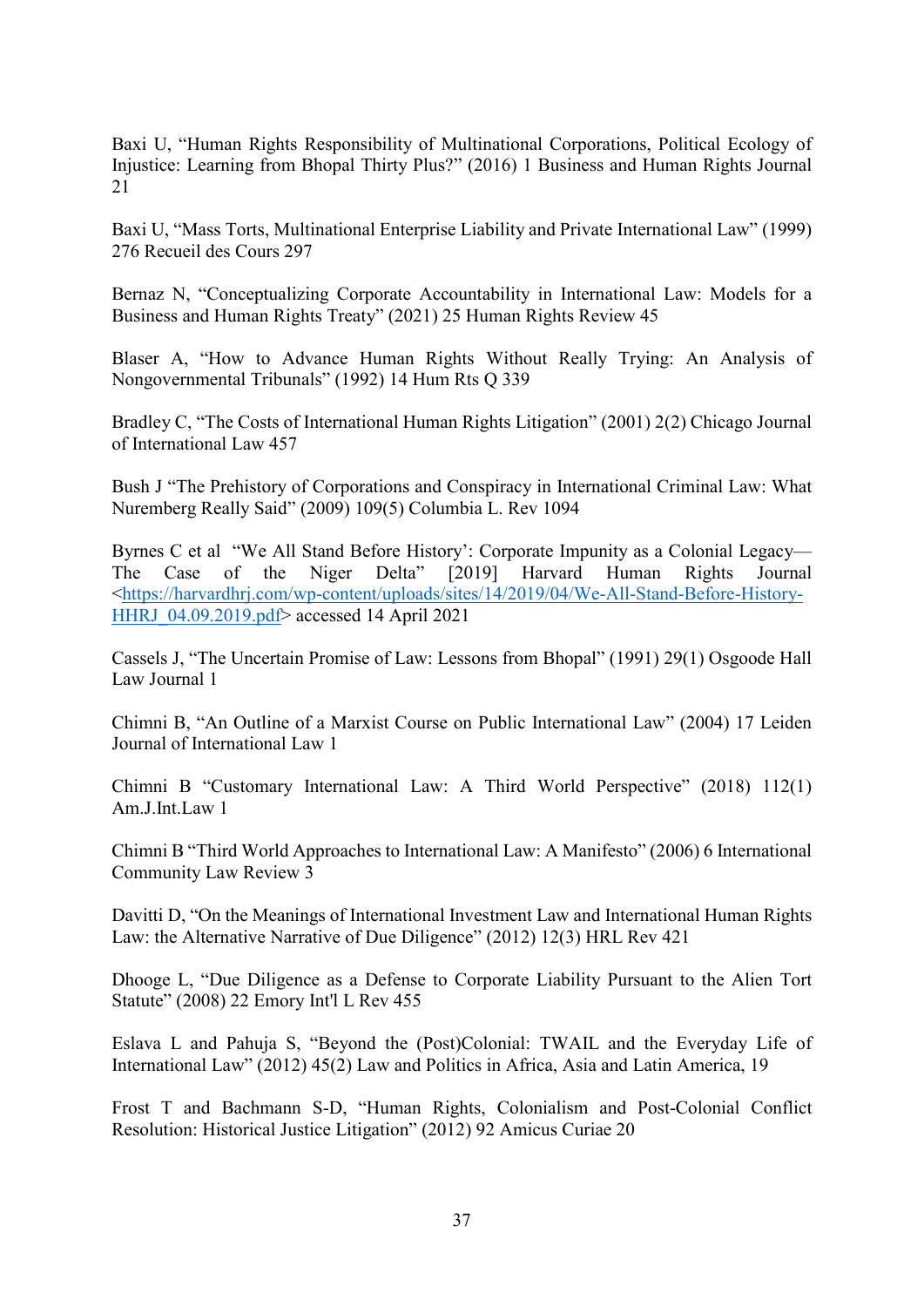Baxi U, “Human Rights Responsibility of Multinational Corporations, Political Ecology of Injustice: Learning from Bhopal Thirty Plus?” (2016) 1 Business and Human Rights Journal 21

Baxi U, “Mass Torts, Multinational Enterprise Liability and Private International Law” (1999) 276 Recueil des Cours 297

Bernaz N, “Conceptualizing Corporate Accountability in International Law: Models for a Business and Human Rights Treaty” (2021) 25 Human Rights Review 45

Blaser A, “How to Advance Human Rights Without Really Trying: An Analysis of Nongovernmental Tribunals” (1992) 14 Hum Rts Q 339

Bradley C, “The Costs of International Human Rights Litigation” (2001) 2(2) Chicago Journal of International Law 457

Bush J “The Prehistory of Corporations and Conspiracy in International Criminal Law: What Nuremberg Really Said” (2009) 109(5) Columbia L. Rev 1094

Byrnes C et al “We All Stand Before History': Corporate Impunity as a Colonial Legacy—The Case of the Niger Delta” [2019] Harvard Human Rights Journal <https://harvardhrj.com/wp-content/uploads/sites/14/2019/04/We-All-Stand-Before-History-HHRJ_04.09.2019.pdf> accessed 14 April 2021

Cassels J, “The Uncertain Promise of Law: Lessons from Bhopal” (1991) 29(1) Osgoode Hall Law Journal 1

Chimni B, “An Outline of a Marxist Course on Public International Law” (2004) 17 Leiden Journal of International Law 1

Chimni B “Customary International Law: A Third World Perspective” (2018) 112(1) Am.J.Int.Law 1

Chimni B “Third World Approaches to International Law: A Manifesto” (2006) 6 International Community Law Review 3

Davitti D, “On the Meanings of International Investment Law and International Human Rights Law: the Alternative Narrative of Due Diligence” (2012) 12(3) HRL Rev 421

Dhooge L, “Due Diligence as a Defense to Corporate Liability Pursuant to the Alien Tort Statute” (2008) 22 Emory Int'l L Rev 455

Eslava L and Pahuja S, “Beyond the (Post)Colonial: TWAIL and the Everyday Life of International Law” (2012) 45(2) Law and Politics in Africa, Asia and Latin America, 19

Frost T and Bachmann S-D, “Human Rights, Colonialism and Post-Colonial Conflict Resolution: Historical Justice Litigation” (2012) 92 Amicus Curiae 20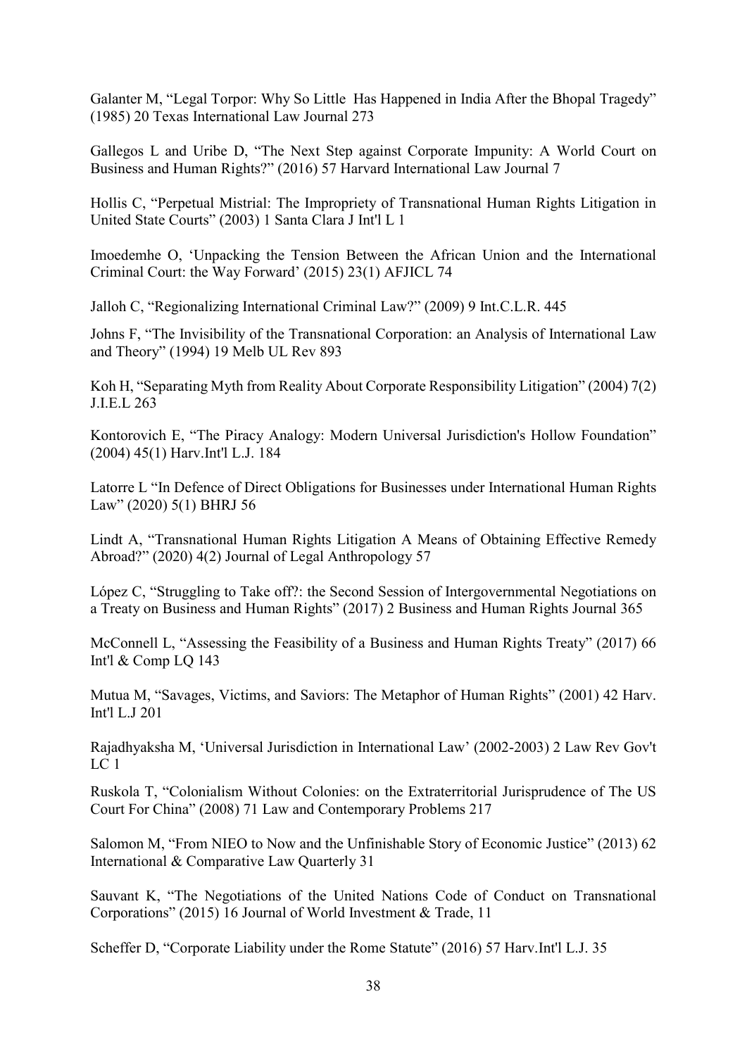Galanter M, “Legal Torpor: Why So Little Has Happened in India After the Bhopal Tragedy” (1985) 20 Texas International Law Journal 273

Gallegos L and Uribe D, “The Next Step against Corporate Impunity: A World Court on Business and Human Rights?” (2016) 57 Harvard International Law Journal 7

Hollis C, “Perpetual Mistrial: The Impropriety of Transnational Human Rights Litigation in United State Courts” (2003) 1 Santa Clara J Int'l L 1

Imoedemhe O, ‘Unpacking the Tension Between the African Union and the International Criminal Court: the Way Forward’ (2015) 23(1) AFJICL 74

Jalloh C, “Regionalizing International Criminal Law?” (2009) 9 Int.C.L.R. 445

Johns F, “The Invisibility of the Transnational Corporation: an Analysis of International Law and Theory” (1994) 19 Melb UL Rev 893

Koh H, “Separating Myth from Reality About Corporate Responsibility Litigation” (2004) 7(2) J.I.E.L 263

Kontorovich E, “The Piracy Analogy: Modern Universal Jurisdiction's Hollow Foundation” (2004) 45(1) Harv.Int'l L.J. 184

Latorre L “In Defence of Direct Obligations for Businesses under International Human Rights Law” (2020) 5(1) BHRJ 56

Lindt A, “Transnational Human Rights Litigation A Means of Obtaining Effective Remedy Abroad?” (2020) 4(2) Journal of Legal Anthropology 57

López C, “Struggling to Take off?: the Second Session of Intergovernmental Negotiations on a Treaty on Business and Human Rights” (2017) 2 Business and Human Rights Journal 365

McConnell L, “Assessing the Feasibility of a Business and Human Rights Treaty” (2017) 66 Int'l & Comp LQ 143

Mutua M, “Savages, Victims, and Saviors: The Metaphor of Human Rights” (2001) 42 Harv. Int'l L.J 201

Rajadhyaksha M, ‘Universal Jurisdiction in International Law’ (2002-2003) 2 Law Rev Gov't LC 1

Ruskola T, “Colonialism Without Colonies: on the Extraterritorial Jurisprudence of The US Court For China” (2008) 71 Law and Contemporary Problems 217

Salomon M, “From NIEO to Now and the Unfinishable Story of Economic Justice” (2013) 62 International & Comparative Law Quarterly 31

Sauvant K, “The Negotiations of the United Nations Code of Conduct on Transnational Corporations” (2015) 16 Journal of World Investment & Trade, 11

Scheffer D, “Corporate Liability under the Rome Statute” (2016) 57 Harv.Int'l L.J. 35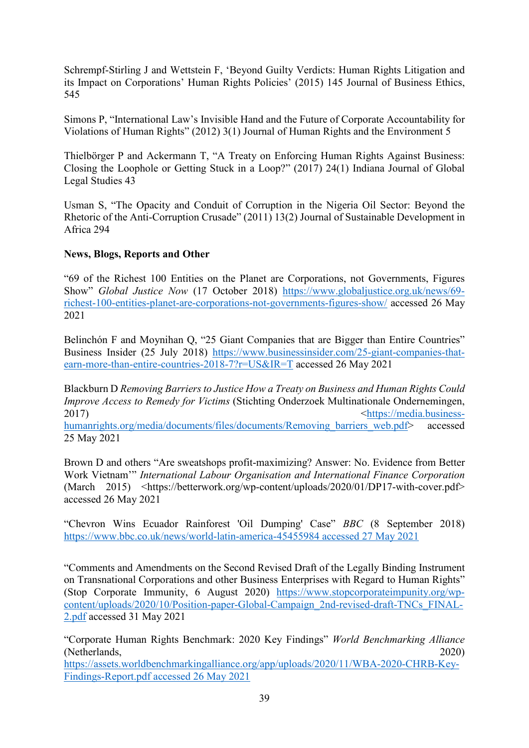Schrempf-Stirling J and Wettstein F, 'Beyond Guilty Verdicts: Human Rights Litigation and its Impact on Corporations' Human Rights Policies' (2015) 145 Journal of Business Ethics, 545

Simons P, "International Law's Invisible Hand and the Future of Corporate Accountability for Violations of Human Rights" (2012) 3(1) Journal of Human Rights and the Environment 5

Thielbörger P and Ackermann T, "A Treaty on Enforcing Human Rights Against Business: Closing the Loophole or Getting Stuck in a Loop?" (2017) 24(1) Indiana Journal of Global Legal Studies 43

Usman S, "The Opacity and Conduit of Corruption in the Nigeria Oil Sector: Beyond the Rhetoric of the Anti-Corruption Crusade" (2011) 13(2) Journal of Sustainable Development in Africa 294

**News, Blogs, Reports and Other**

"69 of the Richest 100 Entities on the Planet are Corporations, not Governments, Figures Show" *Global Justice Now* (17 October 2018) https://www.globaljustice.org.uk/news/69-richest-100-entities-planet-are-corporations-not-governments-figures-show/ accessed 26 May 2021

Belinchón F and Moynihan Q, "25 Giant Companies that are Bigger than Entire Countries" Business Insider (25 July 2018) https://www.businessinsider.com/25-giant-companies-that-earn-more-than-entire-countries-2018-7?r=US&IR=T accessed 26 May 2021

Blackburn D *Removing Barriers to Justice How a Treaty on Business and Human Rights Could Improve Access to Remedy for Victims* (Stichting Onderzoek Multinationale Ondernemingen, 2017) <https://media.business-humanrights.org/media/documents/files/documents/Removing_barriers_web.pdf> accessed 25 May 2021

Brown D and others "Are sweatshops profit-maximizing? Answer: No. Evidence from Better Work Vietnam'" *International Labour Organisation and International Finance Corporation* (March 2015) <https://betterwork.org/wp-content/uploads/2020/01/DP17-with-cover.pdf> accessed 26 May 2021

"Chevron Wins Ecuador Rainforest 'Oil Dumping' Case" *BBC* (8 September 2018) https://www.bbc.co.uk/news/world-latin-america-45455984 accessed 27 May 2021

"Comments and Amendments on the Second Revised Draft of the Legally Binding Instrument on Transnational Corporations and other Business Enterprises with Regard to Human Rights" (Stop Corporate Immunity, 6 August 2020) https://www.stopcorporateimpunity.org/wp-content/uploads/2020/10/Position-paper-Global-Campaign_2nd-revised-draft-TNCs_FINAL-2.pdf accessed 31 May 2021

"Corporate Human Rights Benchmark: 2020 Key Findings" *World Benchmarking Alliance* (Netherlands, 2020) https://assets.worldbenchmarkingalliance.org/app/uploads/2020/11/WBA-2020-CHRB-Key-Findings-Report.pdf accessed 26 May 2021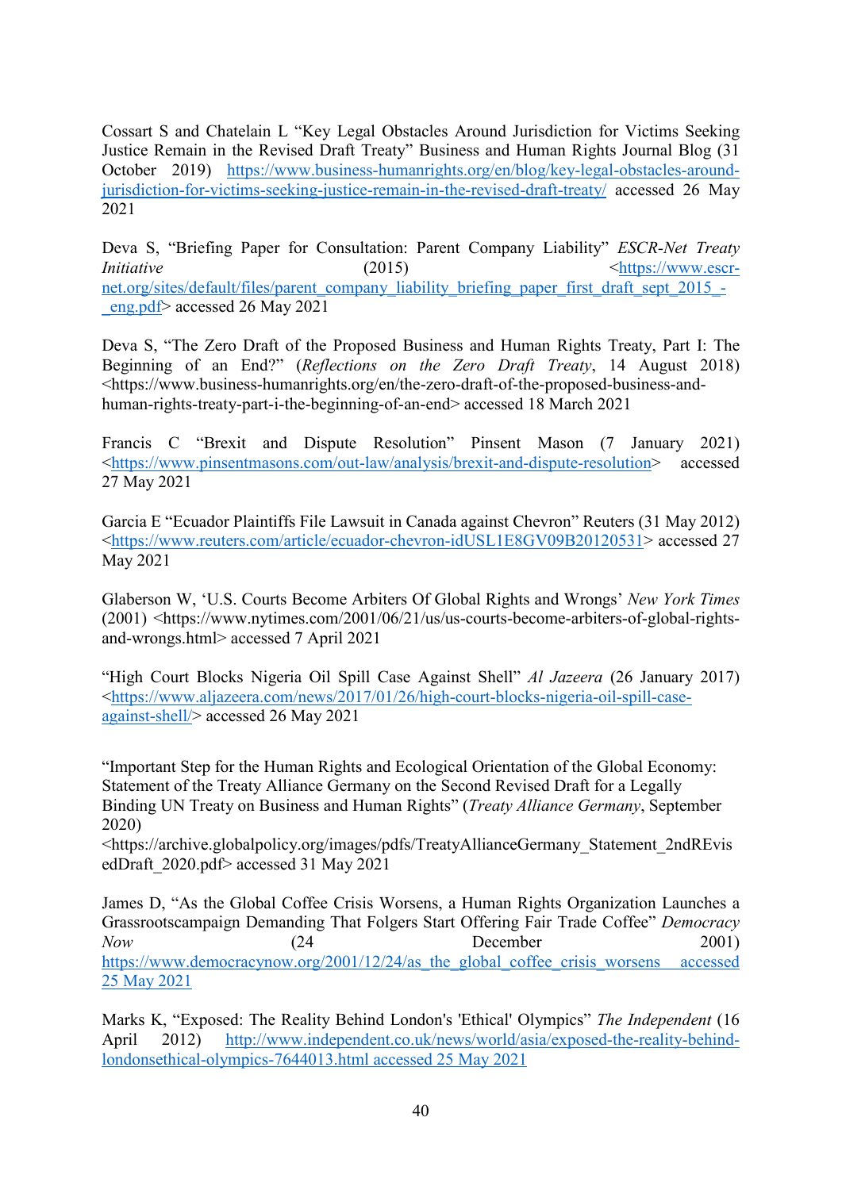Cossart S and Chatelain L "Key Legal Obstacles Around Jurisdiction for Victims Seeking Justice Remain in the Revised Draft Treaty" Business and Human Rights Journal Blog (31 October 2019) https://www.business-humanrights.org/en/blog/key-legal-obstacles-around-jurisdiction-for-victims-seeking-justice-remain-in-the-revised-draft-treaty/ accessed 26 May 2021

Deva S, "Briefing Paper for Consultation: Parent Company Liability" *ESCR-Net Treaty Initiative* (2015) <https://www.escr-net.org/sites/default/files/parent_company_liability_briefing_paper_first_draft_sept_2015_-_eng.pdf> accessed 26 May 2021

Deva S, "The Zero Draft of the Proposed Business and Human Rights Treaty, Part I: The Beginning of an End?" (*Reflections on the Zero Draft Treaty*, 14 August 2018) <https://www.business-humanrights.org/en/the-zero-draft-of-the-proposed-business-and-human-rights-treaty-part-i-the-beginning-of-an-end> accessed 18 March 2021

Francis C "Brexit and Dispute Resolution" Pinsent Mason (7 January 2021) <https://www.pinsentmasons.com/out-law/analysis/brexit-and-dispute-resolution> accessed 27 May 2021

Garcia E "Ecuador Plaintiffs File Lawsuit in Canada against Chevron" Reuters (31 May 2012) <https://www.reuters.com/article/ecuador-chevron-idUSL1E8GV09B20120531> accessed 27 May 2021

Glaberson W, 'U.S. Courts Become Arbiters Of Global Rights and Wrongs' *New York Times* (2001) <https://www.nytimes.com/2001/06/21/us/us-courts-become-arbiters-of-global-rights-and-wrongs.html> accessed 7 April 2021

"High Court Blocks Nigeria Oil Spill Case Against Shell" *Al Jazeera* (26 January 2017) <https://www.aljazeera.com/news/2017/01/26/high-court-blocks-nigeria-oil-spill-case-against-shell/> accessed 26 May 2021

"Important Step for the Human Rights and Ecological Orientation of the Global Economy: Statement of the Treaty Alliance Germany on the Second Revised Draft for a Legally Binding UN Treaty on Business and Human Rights" (*Treaty Alliance Germany*, September 2020) <https://archive.globalpolicy.org/images/pdfs/TreatyAllianceGermany_Statement_2ndREvisedDraft_2020.pdf> accessed 31 May 2021

James D, "As the Global Coffee Crisis Worsens, a Human Rights Organization Launches a Grassrootscampaign Demanding That Folgers Start Offering Fair Trade Coffee" *Democracy Now* (24 December 2001) https://www.democracynow.org/2001/12/24/as_the_global_coffee_crisis_worsens accessed 25 May 2021

Marks K, "Exposed: The Reality Behind London's 'Ethical' Olympics" *The Independent* (16 April 2012) http://www.independent.co.uk/news/world/asia/exposed-the-reality-behind-londonsethical-olympics-7644013.html accessed 25 May 2021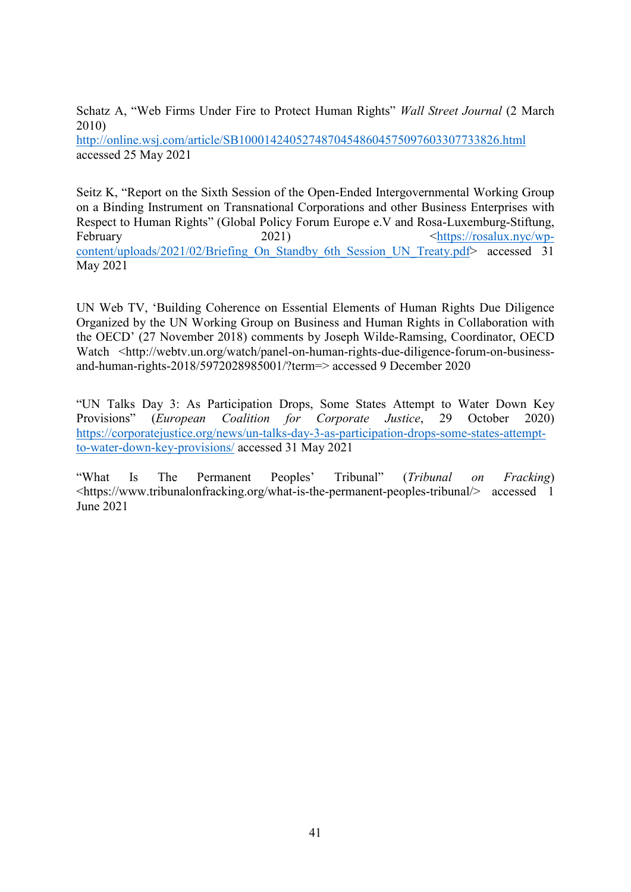Schatz A, "Web Firms Under Fire to Protect Human Rights" *Wall Street Journal* (2 March 2010) http://online.wsj.com/article/SB10001424052748704548604575097603307733826.html accessed 25 May 2021

Seitz K, "Report on the Sixth Session of the Open-Ended Intergovernmental Working Group on a Binding Instrument on Transnational Corporations and other Business Enterprises with Respect to Human Rights" (Global Policy Forum Europe e.V and Rosa-Luxemburg-Stiftung, February 2021) <https://rosalux.nyc/wp-content/uploads/2021/02/Briefing_On_Standby_6th_Session_UN_Treaty.pdf> accessed 31 May 2021

UN Web TV, 'Building Coherence on Essential Elements of Human Rights Due Diligence Organized by the UN Working Group on Business and Human Rights in Collaboration with the OECD' (27 November 2018) comments by Joseph Wilde-Ramsing, Coordinator, OECD Watch <http://webtv.un.org/watch/panel-on-human-rights-due-diligence-forum-on-business-and-human-rights-2018/5972028985001/?term=> accessed 9 December 2020

"UN Talks Day 3: As Participation Drops, Some States Attempt to Water Down Key Provisions" (*European Coalition for Corporate Justice*, 29 October 2020) https://corporatejustice.org/news/un-talks-day-3-as-participation-drops-some-states-attempt-to-water-down-key-provisions/ accessed 31 May 2021

"What Is The Permanent Peoples' Tribunal" (*Tribunal on Fracking*) <https://www.tribunalonfracking.org/what-is-the-permanent-peoples-tribunal/> accessed 1 June 2021